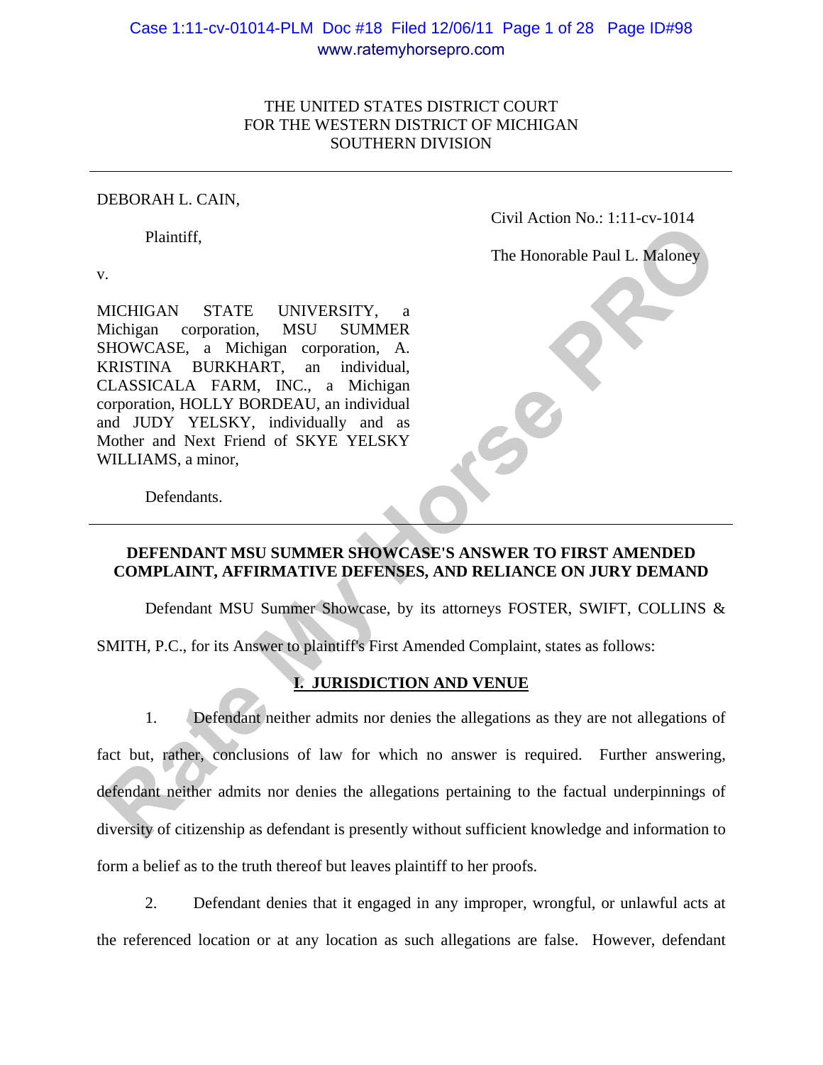THE UNITED STATES DISTRICT COURT
FOR THE WESTERN DISTRICT OF MICHIGAN
SOUTHERN DIVISION

DEBORAH L. CAIN,

Plaintiff,

v.

MICHIGAN STATE UNIVERSITY, a Michigan corporation, MSU SUMMER SHOWCASE, a Michigan corporation, A. KRISTINA BURKHART, an individual, CLASSICALA FARM, INC., a Michigan corporation, HOLLY BORDEAU, an individual and JUDY YELSKY, individually and as Mother and Next Friend of SKYE YELSKY WILLIAMS, a minor,

Defendants.

Civil Action No.: 1:11-cv-1014

The Honorable Paul L. Maloney

**DEFENDANT MSU SUMMER SHOWCASE'S ANSWER TO FIRST AMENDED COMPLAINT, AFFIRMATIVE DEFENSES, AND RELIANCE ON JURY DEMAND**

Defendant MSU Summer Showcase, by its attorneys FOSTER, SWIFT, COLLINS & SMITH, P.C., for its Answer to plaintiff's First Amended Complaint, states as follows:

## I. JURISDICTION AND VENUE

1. Defendant neither admits nor denies the allegations as they are not allegations of fact but, rather, conclusions of law for which no answer is required. Further answering, defendant neither admits nor denies the allegations pertaining to the factual underpinnings of diversity of citizenship as defendant is presently without sufficient knowledge and information to form a belief as to the truth thereof but leaves plaintiff to her proofs.

2. Defendant denies that it engaged in any improper, wrongful, or unlawful acts at the referenced location or at any location as such allegations are false. However, defendant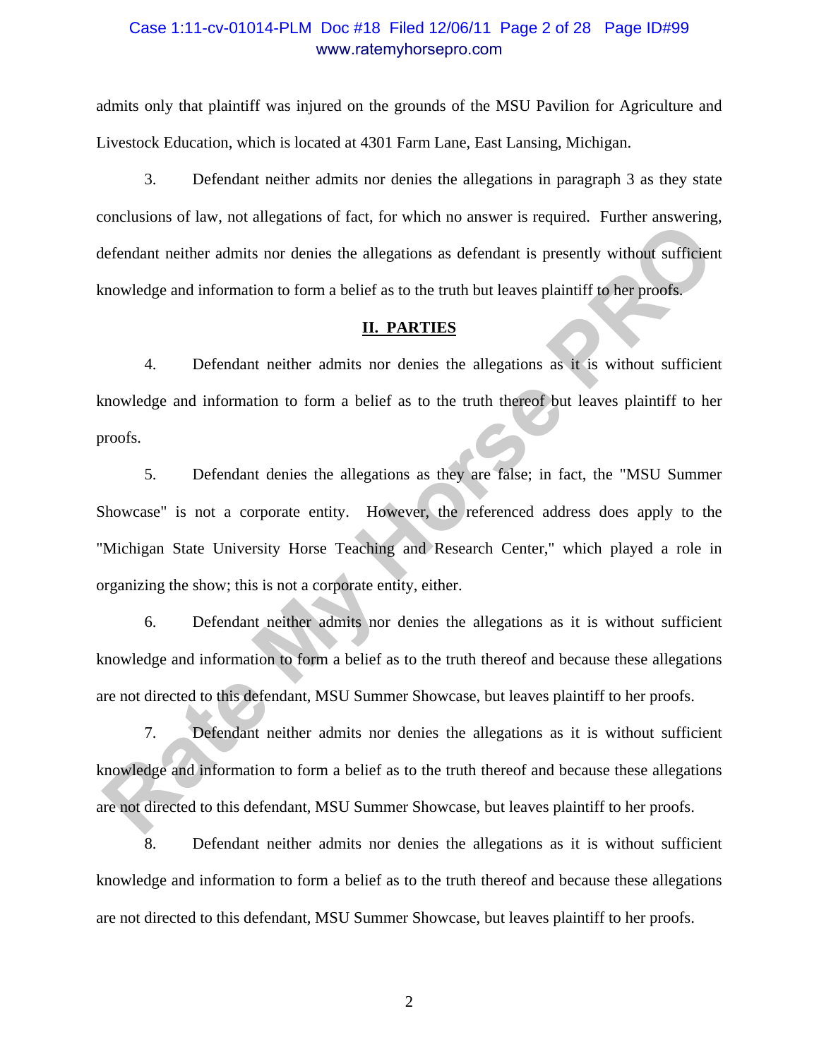admits only that plaintiff was injured on the grounds of the MSU Pavilion for Agriculture and Livestock Education, which is located at 4301 Farm Lane, East Lansing, Michigan.

3. Defendant neither admits nor denies the allegations in paragraph 3 as they state conclusions of law, not allegations of fact, for which no answer is required. Further answering, defendant neither admits nor denies the allegations as defendant is presently without sufficient knowledge and information to form a belief as to the truth but leaves plaintiff to her proofs.

## II. PARTIES

4. Defendant neither admits nor denies the allegations as it is without sufficient knowledge and information to form a belief as to the truth thereof but leaves plaintiff to her proofs.

5. Defendant denies the allegations as they are false; in fact, the "MSU Summer Showcase" is not a corporate entity. However, the referenced address does apply to the "Michigan State University Horse Teaching and Research Center," which played a role in organizing the show; this is not a corporate entity, either.

6. Defendant neither admits nor denies the allegations as it is without sufficient knowledge and information to form a belief as to the truth thereof and because these allegations are not directed to this defendant, MSU Summer Showcase, but leaves plaintiff to her proofs.

7. Defendant neither admits nor denies the allegations as it is without sufficient knowledge and information to form a belief as to the truth thereof and because these allegations are not directed to this defendant, MSU Summer Showcase, but leaves plaintiff to her proofs.

8. Defendant neither admits nor denies the allegations as it is without sufficient knowledge and information to form a belief as to the truth thereof and because these allegations are not directed to this defendant, MSU Summer Showcase, but leaves plaintiff to her proofs.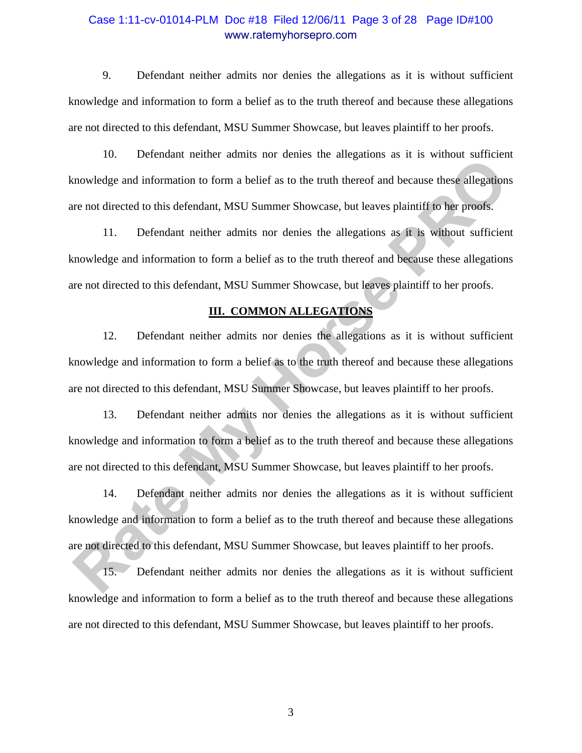9. Defendant neither admits nor denies the allegations as it is without sufficient knowledge and information to form a belief as to the truth thereof and because these allegations are not directed to this defendant, MSU Summer Showcase, but leaves plaintiff to her proofs.

10. Defendant neither admits nor denies the allegations as it is without sufficient knowledge and information to form a belief as to the truth thereof and because these allegations are not directed to this defendant, MSU Summer Showcase, but leaves plaintiff to her proofs.

11. Defendant neither admits nor denies the allegations as it is without sufficient knowledge and information to form a belief as to the truth thereof and because these allegations are not directed to this defendant, MSU Summer Showcase, but leaves plaintiff to her proofs.

## III. COMMON ALLEGATIONS

12. Defendant neither admits nor denies the allegations as it is without sufficient knowledge and information to form a belief as to the truth thereof and because these allegations are not directed to this defendant, MSU Summer Showcase, but leaves plaintiff to her proofs.

13. Defendant neither admits nor denies the allegations as it is without sufficient knowledge and information to form a belief as to the truth thereof and because these allegations are not directed to this defendant, MSU Summer Showcase, but leaves plaintiff to her proofs.

14. Defendant neither admits nor denies the allegations as it is without sufficient knowledge and information to form a belief as to the truth thereof and because these allegations are not directed to this defendant, MSU Summer Showcase, but leaves plaintiff to her proofs.

15. Defendant neither admits nor denies the allegations as it is without sufficient knowledge and information to form a belief as to the truth thereof and because these allegations are not directed to this defendant, MSU Summer Showcase, but leaves plaintiff to her proofs.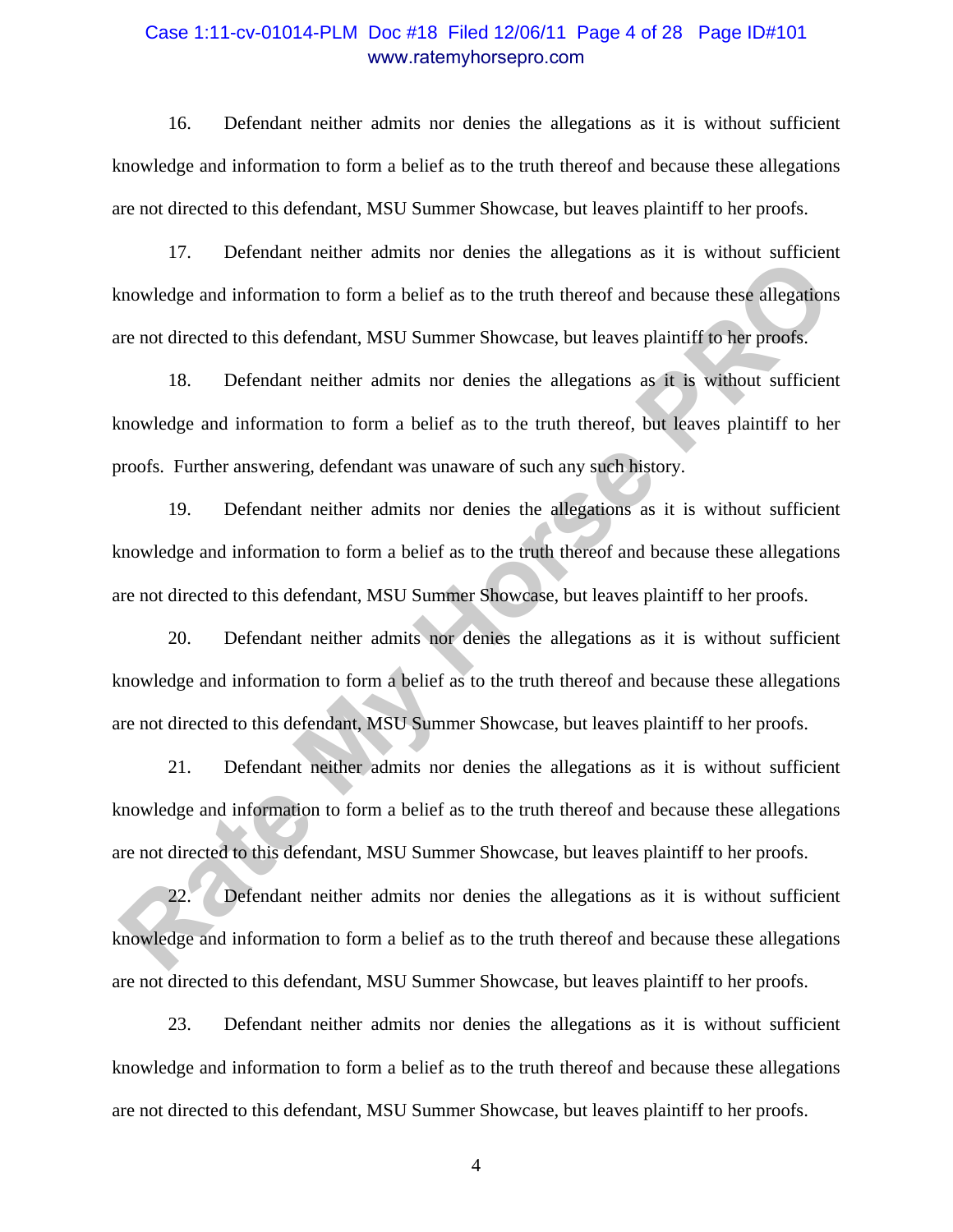16. Defendant neither admits nor denies the allegations as it is without sufficient knowledge and information to form a belief as to the truth thereof and because these allegations are not directed to this defendant, MSU Summer Showcase, but leaves plaintiff to her proofs.

17. Defendant neither admits nor denies the allegations as it is without sufficient knowledge and information to form a belief as to the truth thereof and because these allegations are not directed to this defendant, MSU Summer Showcase, but leaves plaintiff to her proofs.

18. Defendant neither admits nor denies the allegations as it is without sufficient knowledge and information to form a belief as to the truth thereof, but leaves plaintiff to her proofs. Further answering, defendant was unaware of such any such history.

19. Defendant neither admits nor denies the allegations as it is without sufficient knowledge and information to form a belief as to the truth thereof and because these allegations are not directed to this defendant, MSU Summer Showcase, but leaves plaintiff to her proofs.

20. Defendant neither admits nor denies the allegations as it is without sufficient knowledge and information to form a belief as to the truth thereof and because these allegations are not directed to this defendant, MSU Summer Showcase, but leaves plaintiff to her proofs.

21. Defendant neither admits nor denies the allegations as it is without sufficient knowledge and information to form a belief as to the truth thereof and because these allegations are not directed to this defendant, MSU Summer Showcase, but leaves plaintiff to her proofs.

22. Defendant neither admits nor denies the allegations as it is without sufficient knowledge and information to form a belief as to the truth thereof and because these allegations are not directed to this defendant, MSU Summer Showcase, but leaves plaintiff to her proofs.

23. Defendant neither admits nor denies the allegations as it is without sufficient knowledge and information to form a belief as to the truth thereof and because these allegations are not directed to this defendant, MSU Summer Showcase, but leaves plaintiff to her proofs.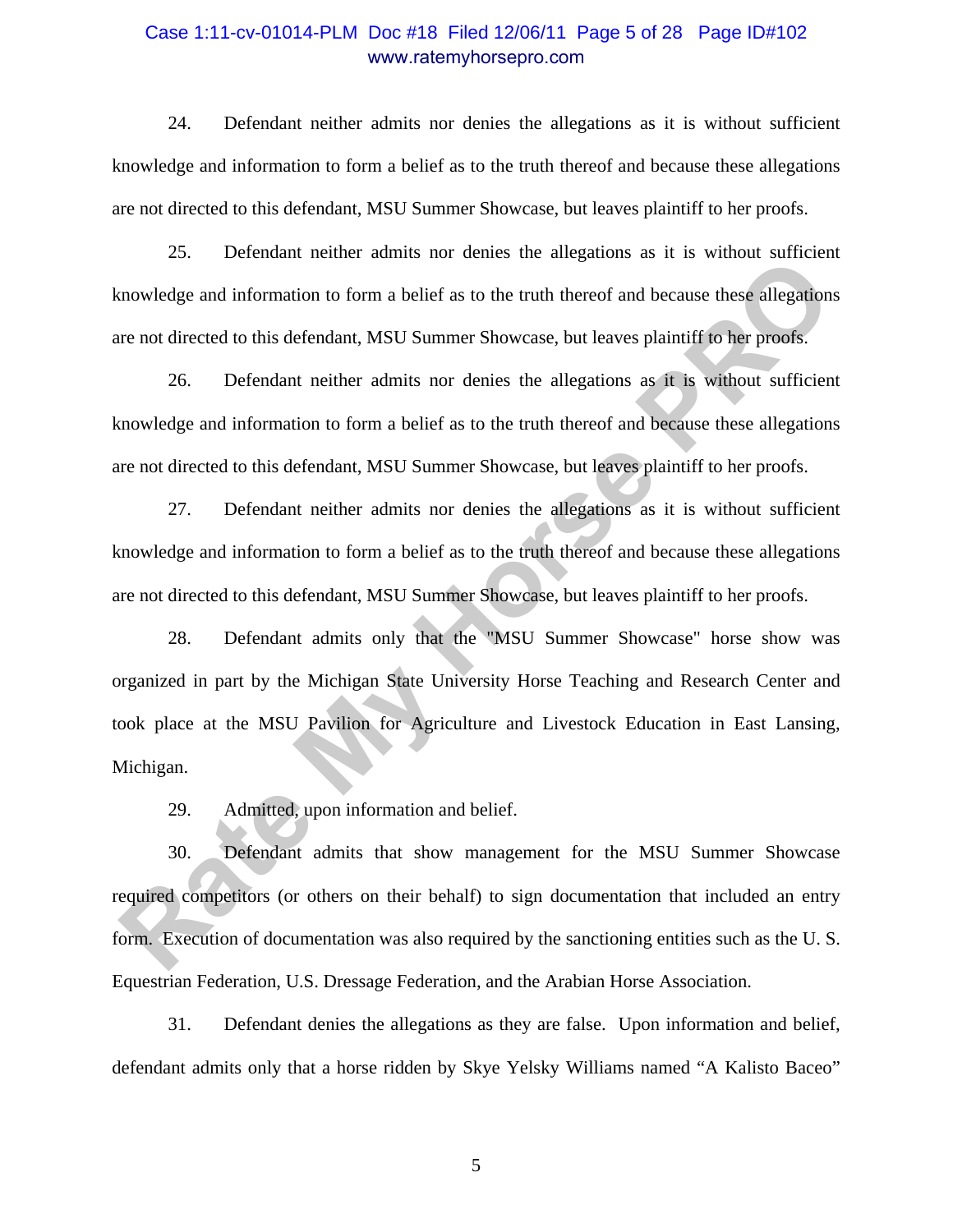24. Defendant neither admits nor denies the allegations as it is without sufficient knowledge and information to form a belief as to the truth thereof and because these allegations are not directed to this defendant, MSU Summer Showcase, but leaves plaintiff to her proofs.

25. Defendant neither admits nor denies the allegations as it is without sufficient knowledge and information to form a belief as to the truth thereof and because these allegations are not directed to this defendant, MSU Summer Showcase, but leaves plaintiff to her proofs.

26. Defendant neither admits nor denies the allegations as it is without sufficient knowledge and information to form a belief as to the truth thereof and because these allegations are not directed to this defendant, MSU Summer Showcase, but leaves plaintiff to her proofs.

27. Defendant neither admits nor denies the allegations as it is without sufficient knowledge and information to form a belief as to the truth thereof and because these allegations are not directed to this defendant, MSU Summer Showcase, but leaves plaintiff to her proofs.

28. Defendant admits only that the "MSU Summer Showcase" horse show was organized in part by the Michigan State University Horse Teaching and Research Center and took place at the MSU Pavilion for Agriculture and Livestock Education in East Lansing, Michigan.

29. Admitted, upon information and belief.

30. Defendant admits that show management for the MSU Summer Showcase required competitors (or others on their behalf) to sign documentation that included an entry form. Execution of documentation was also required by the sanctioning entities such as the U. S. Equestrian Federation, U.S. Dressage Federation, and the Arabian Horse Association.

31. Defendant denies the allegations as they are false. Upon information and belief, defendant admits only that a horse ridden by Skye Yelsky Williams named "A Kalisto Baceo"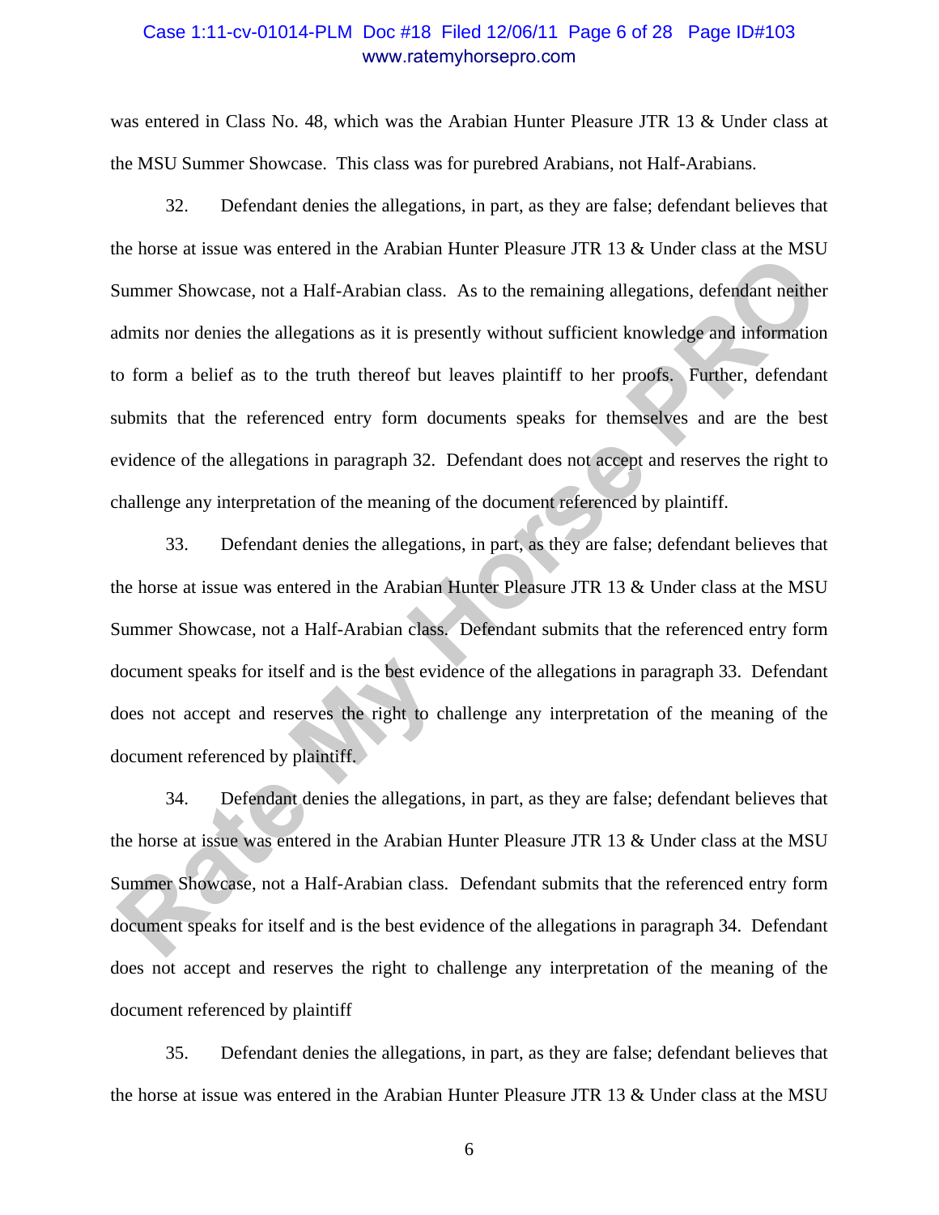was entered in Class No. 48, which was the Arabian Hunter Pleasure JTR 13 & Under class at the MSU Summer Showcase. This class was for purebred Arabians, not Half-Arabians.

32. Defendant denies the allegations, in part, as they are false; defendant believes that the horse at issue was entered in the Arabian Hunter Pleasure JTR 13 & Under class at the MSU Summer Showcase, not a Half-Arabian class. As to the remaining allegations, defendant neither admits nor denies the allegations as it is presently without sufficient knowledge and information to form a belief as to the truth thereof but leaves plaintiff to her proofs. Further, defendant submits that the referenced entry form documents speaks for themselves and are the best evidence of the allegations in paragraph 32. Defendant does not accept and reserves the right to challenge any interpretation of the meaning of the document referenced by plaintiff.

33. Defendant denies the allegations, in part, as they are false; defendant believes that the horse at issue was entered in the Arabian Hunter Pleasure JTR 13 & Under class at the MSU Summer Showcase, not a Half-Arabian class. Defendant submits that the referenced entry form document speaks for itself and is the best evidence of the allegations in paragraph 33. Defendant does not accept and reserves the right to challenge any interpretation of the meaning of the document referenced by plaintiff.

34. Defendant denies the allegations, in part, as they are false; defendant believes that the horse at issue was entered in the Arabian Hunter Pleasure JTR 13 & Under class at the MSU Summer Showcase, not a Half-Arabian class. Defendant submits that the referenced entry form document speaks for itself and is the best evidence of the allegations in paragraph 34. Defendant does not accept and reserves the right to challenge any interpretation of the meaning of the document referenced by plaintiff

35. Defendant denies the allegations, in part, as they are false; defendant believes that the horse at issue was entered in the Arabian Hunter Pleasure JTR 13 & Under class at the MSU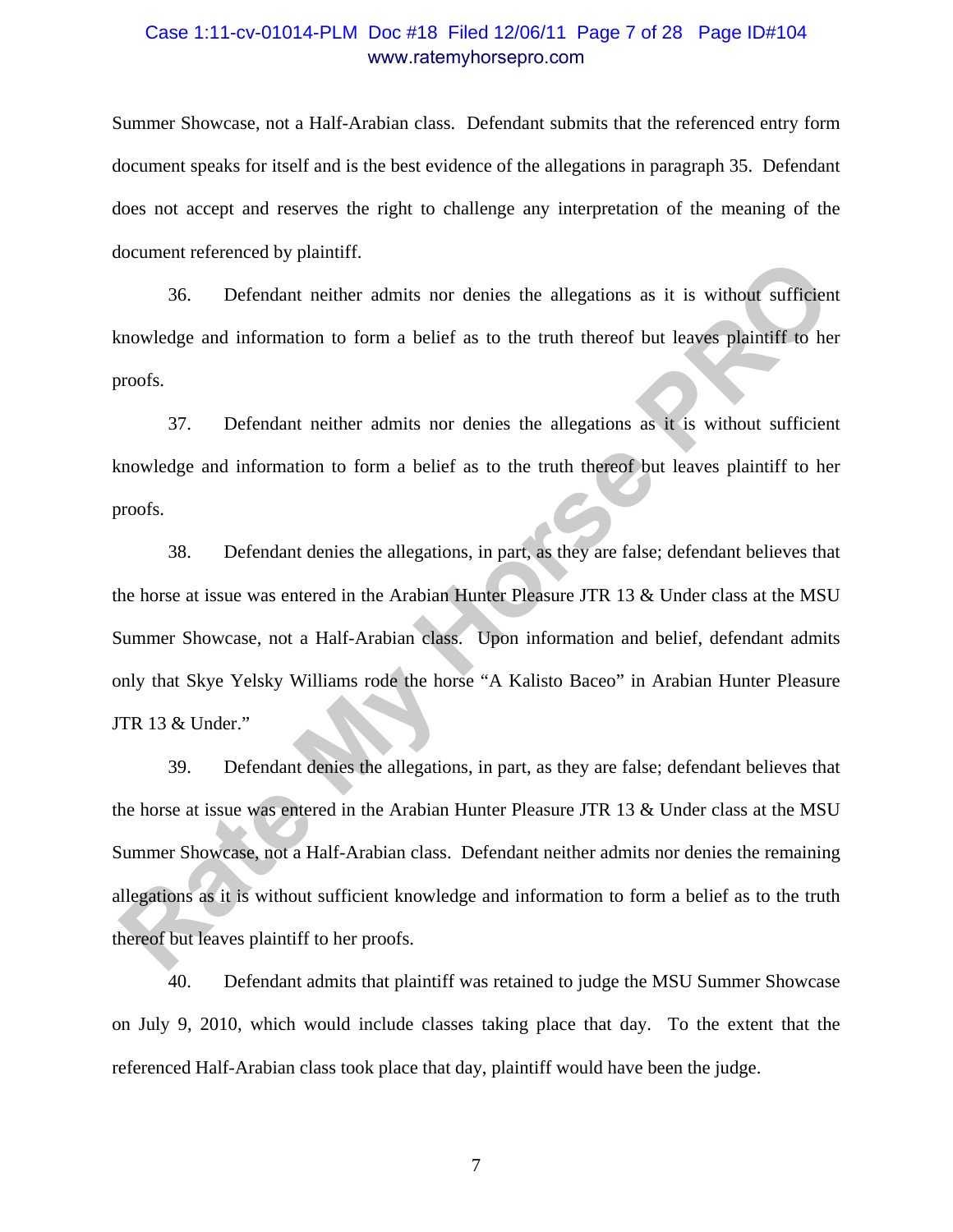Summer Showcase, not a Half-Arabian class. Defendant submits that the referenced entry form document speaks for itself and is the best evidence of the allegations in paragraph 35. Defendant does not accept and reserves the right to challenge any interpretation of the meaning of the document referenced by plaintiff.

36. Defendant neither admits nor denies the allegations as it is without sufficient knowledge and information to form a belief as to the truth thereof but leaves plaintiff to her proofs.

37. Defendant neither admits nor denies the allegations as it is without sufficient knowledge and information to form a belief as to the truth thereof but leaves plaintiff to her proofs.

38. Defendant denies the allegations, in part, as they are false; defendant believes that the horse at issue was entered in the Arabian Hunter Pleasure JTR 13 & Under class at the MSU Summer Showcase, not a Half-Arabian class. Upon information and belief, defendant admits only that Skye Yelsky Williams rode the horse "A Kalisto Baceo" in Arabian Hunter Pleasure JTR 13 & Under."

39. Defendant denies the allegations, in part, as they are false; defendant believes that the horse at issue was entered in the Arabian Hunter Pleasure JTR 13 & Under class at the MSU Summer Showcase, not a Half-Arabian class. Defendant neither admits nor denies the remaining allegations as it is without sufficient knowledge and information to form a belief as to the truth thereof but leaves plaintiff to her proofs.

40. Defendant admits that plaintiff was retained to judge the MSU Summer Showcase on July 9, 2010, which would include classes taking place that day. To the extent that the referenced Half-Arabian class took place that day, plaintiff would have been the judge.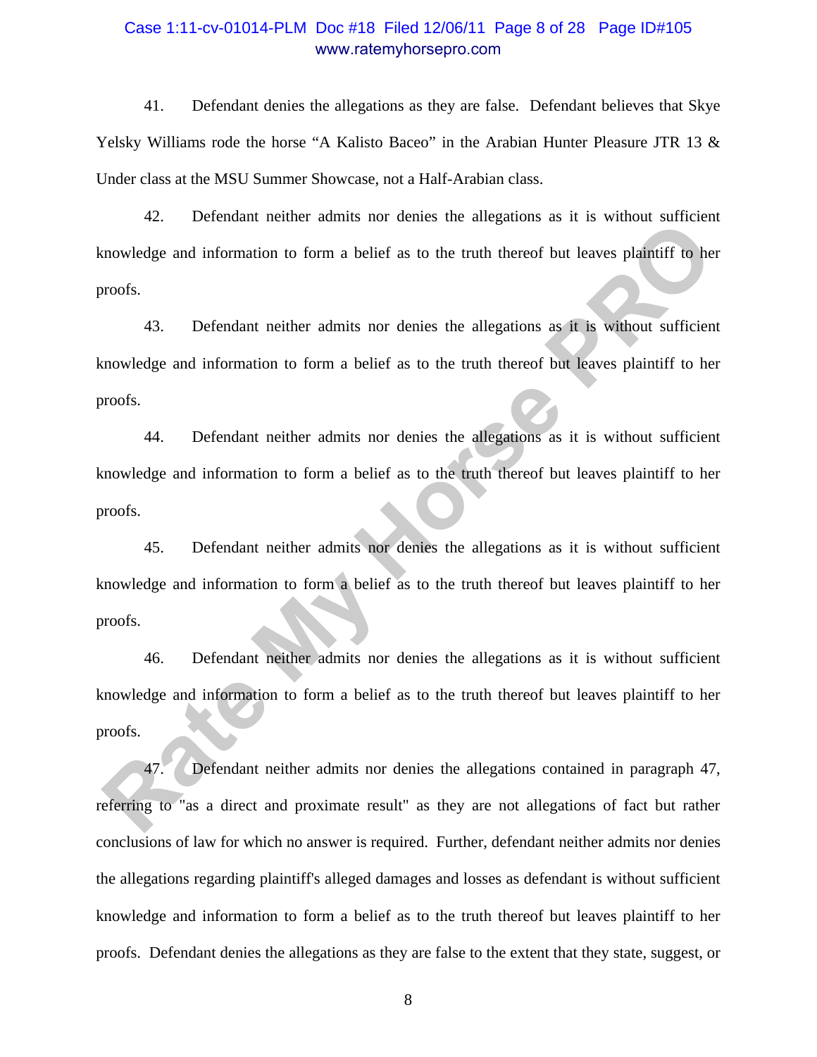41. Defendant denies the allegations as they are false. Defendant believes that Skye Yelsky Williams rode the horse "A Kalisto Baceo" in the Arabian Hunter Pleasure JTR 13 & Under class at the MSU Summer Showcase, not a Half-Arabian class.

42. Defendant neither admits nor denies the allegations as it is without sufficient knowledge and information to form a belief as to the truth thereof but leaves plaintiff to her proofs.

43. Defendant neither admits nor denies the allegations as it is without sufficient knowledge and information to form a belief as to the truth thereof but leaves plaintiff to her proofs.

44. Defendant neither admits nor denies the allegations as it is without sufficient knowledge and information to form a belief as to the truth thereof but leaves plaintiff to her proofs.

45. Defendant neither admits nor denies the allegations as it is without sufficient knowledge and information to form a belief as to the truth thereof but leaves plaintiff to her proofs.

46. Defendant neither admits nor denies the allegations as it is without sufficient knowledge and information to form a belief as to the truth thereof but leaves plaintiff to her proofs.

47. Defendant neither admits nor denies the allegations contained in paragraph 47, referring to "as a direct and proximate result" as they are not allegations of fact but rather conclusions of law for which no answer is required. Further, defendant neither admits nor denies the allegations regarding plaintiff's alleged damages and losses as defendant is without sufficient knowledge and information to form a belief as to the truth thereof but leaves plaintiff to her proofs. Defendant denies the allegations as they are false to the extent that they state, suggest, or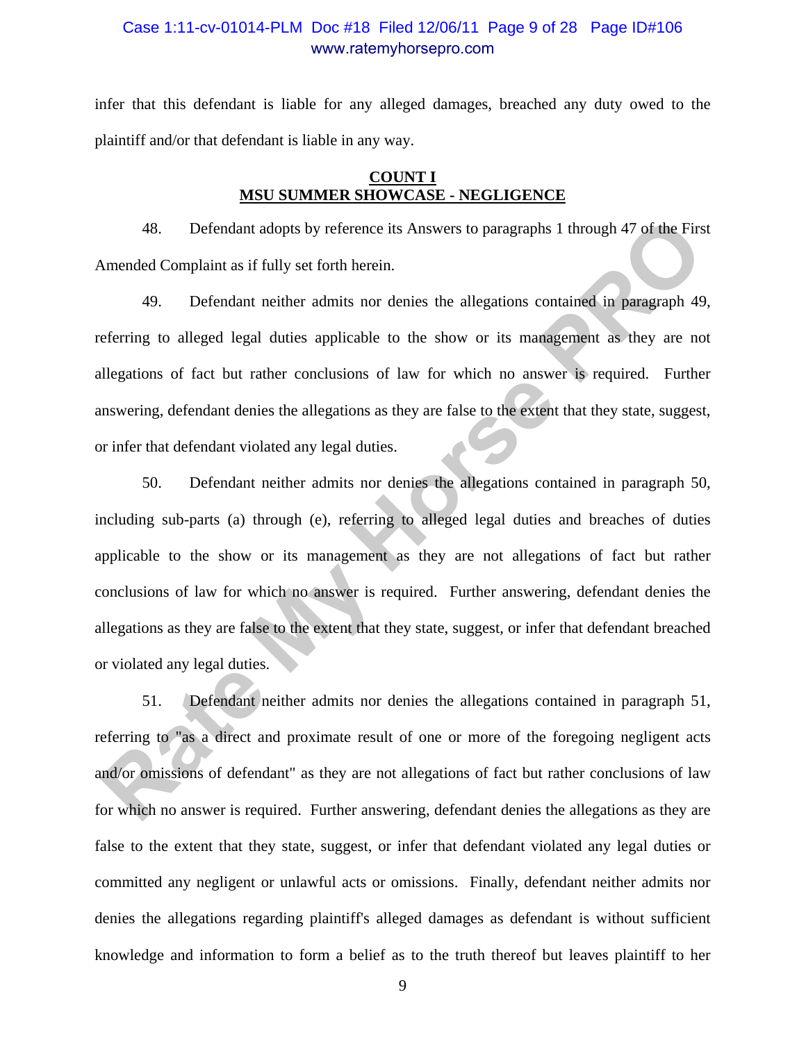infer that this defendant is liable for any alleged damages, breached any duty owed to the plaintiff and/or that defendant is liable in any way.

**COUNT I**
**MSU SUMMER SHOWCASE - NEGLIGENCE**

48. Defendant adopts by reference its Answers to paragraphs 1 through 47 of the First Amended Complaint as if fully set forth herein.

49. Defendant neither admits nor denies the allegations contained in paragraph 49, referring to alleged legal duties applicable to the show or its management as they are not allegations of fact but rather conclusions of law for which no answer is required. Further answering, defendant denies the allegations as they are false to the extent that they state, suggest, or infer that defendant violated any legal duties.

50. Defendant neither admits nor denies the allegations contained in paragraph 50, including sub-parts (a) through (e), referring to alleged legal duties and breaches of duties applicable to the show or its management as they are not allegations of fact but rather conclusions of law for which no answer is required. Further answering, defendant denies the allegations as they are false to the extent that they state, suggest, or infer that defendant breached or violated any legal duties.

51. Defendant neither admits nor denies the allegations contained in paragraph 51, referring to "as a direct and proximate result of one or more of the foregoing negligent acts and/or omissions of defendant" as they are not allegations of fact but rather conclusions of law for which no answer is required. Further answering, defendant denies the allegations as they are false to the extent that they state, suggest, or infer that defendant violated any legal duties or committed any negligent or unlawful acts or omissions. Finally, defendant neither admits nor denies the allegations regarding plaintiff's alleged damages as defendant is without sufficient knowledge and information to form a belief as to the truth thereof but leaves plaintiff to her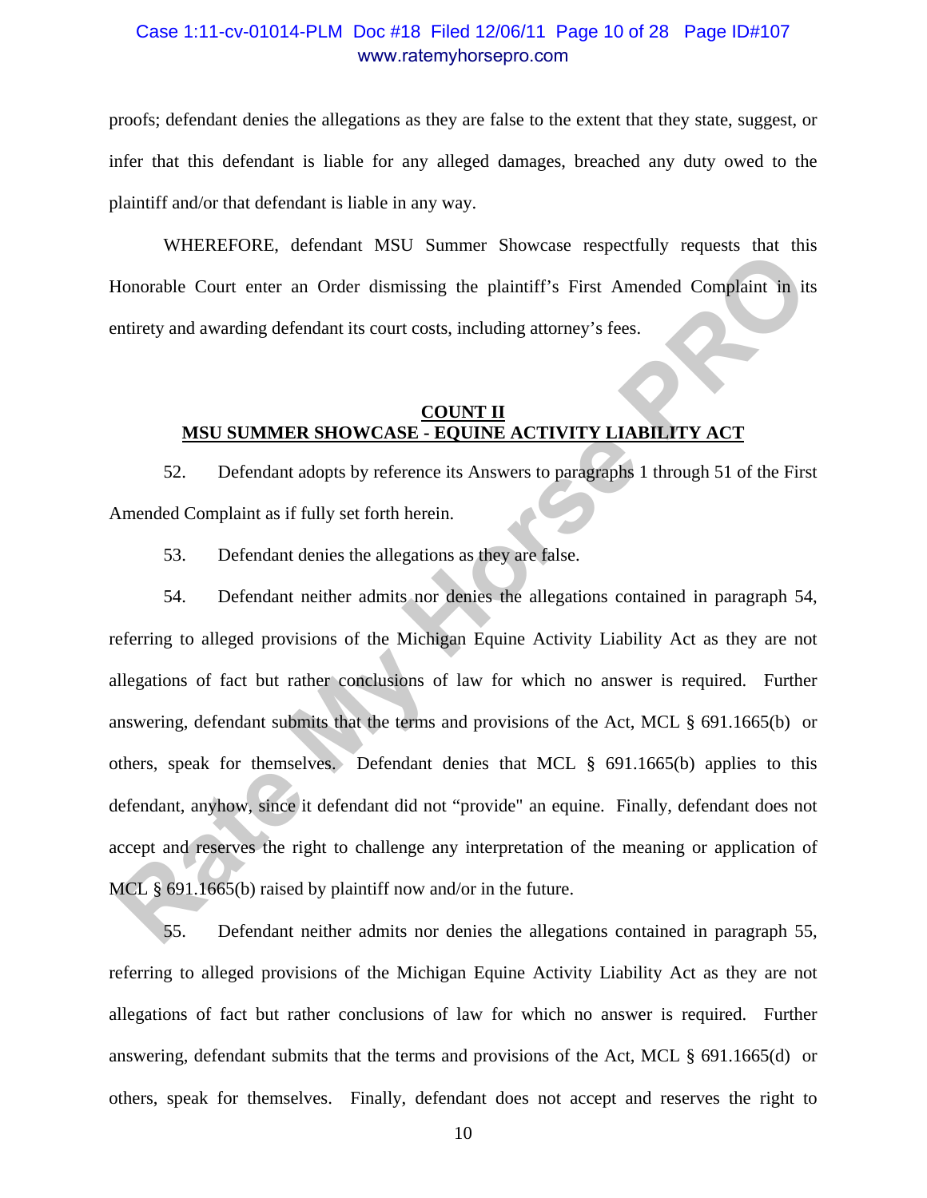proofs; defendant denies the allegations as they are false to the extent that they state, suggest, or infer that this defendant is liable for any alleged damages, breached any duty owed to the plaintiff and/or that defendant is liable in any way.

WHEREFORE, defendant MSU Summer Showcase respectfully requests that this Honorable Court enter an Order dismissing the plaintiff's First Amended Complaint in its entirety and awarding defendant its court costs, including attorney's fees.

**COUNT II**
**MSU SUMMER SHOWCASE - EQUINE ACTIVITY LIABILITY ACT**

52. Defendant adopts by reference its Answers to paragraphs 1 through 51 of the First Amended Complaint as if fully set forth herein.

53. Defendant denies the allegations as they are false.

54. Defendant neither admits nor denies the allegations contained in paragraph 54, referring to alleged provisions of the Michigan Equine Activity Liability Act as they are not allegations of fact but rather conclusions of law for which no answer is required. Further answering, defendant submits that the terms and provisions of the Act, MCL § 691.1665(b) or others, speak for themselves. Defendant denies that MCL § 691.1665(b) applies to this defendant, anyhow, since it defendant did not "provide" an equine. Finally, defendant does not accept and reserves the right to challenge any interpretation of the meaning or application of MCL § 691.1665(b) raised by plaintiff now and/or in the future.

55. Defendant neither admits nor denies the allegations contained in paragraph 55, referring to alleged provisions of the Michigan Equine Activity Liability Act as they are not allegations of fact but rather conclusions of law for which no answer is required. Further answering, defendant submits that the terms and provisions of the Act, MCL § 691.1665(d) or others, speak for themselves. Finally, defendant does not accept and reserves the right to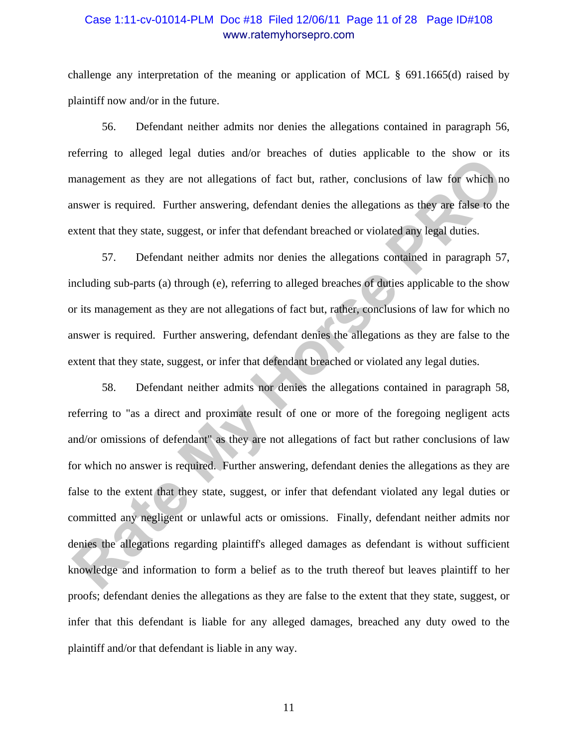challenge any interpretation of the meaning or application of MCL § 691.1665(d) raised by plaintiff now and/or in the future.

56. Defendant neither admits nor denies the allegations contained in paragraph 56, referring to alleged legal duties and/or breaches of duties applicable to the show or its management as they are not allegations of fact but, rather, conclusions of law for which no answer is required. Further answering, defendant denies the allegations as they are false to the extent that they state, suggest, or infer that defendant breached or violated any legal duties.

57. Defendant neither admits nor denies the allegations contained in paragraph 57, including sub-parts (a) through (e), referring to alleged breaches of duties applicable to the show or its management as they are not allegations of fact but, rather, conclusions of law for which no answer is required. Further answering, defendant denies the allegations as they are false to the extent that they state, suggest, or infer that defendant breached or violated any legal duties.

58. Defendant neither admits nor denies the allegations contained in paragraph 58, referring to "as a direct and proximate result of one or more of the foregoing negligent acts and/or omissions of defendant" as they are not allegations of fact but rather conclusions of law for which no answer is required. Further answering, defendant denies the allegations as they are false to the extent that they state, suggest, or infer that defendant violated any legal duties or committed any negligent or unlawful acts or omissions. Finally, defendant neither admits nor denies the allegations regarding plaintiff's alleged damages as defendant is without sufficient knowledge and information to form a belief as to the truth thereof but leaves plaintiff to her proofs; defendant denies the allegations as they are false to the extent that they state, suggest, or infer that this defendant is liable for any alleged damages, breached any duty owed to the plaintiff and/or that defendant is liable in any way.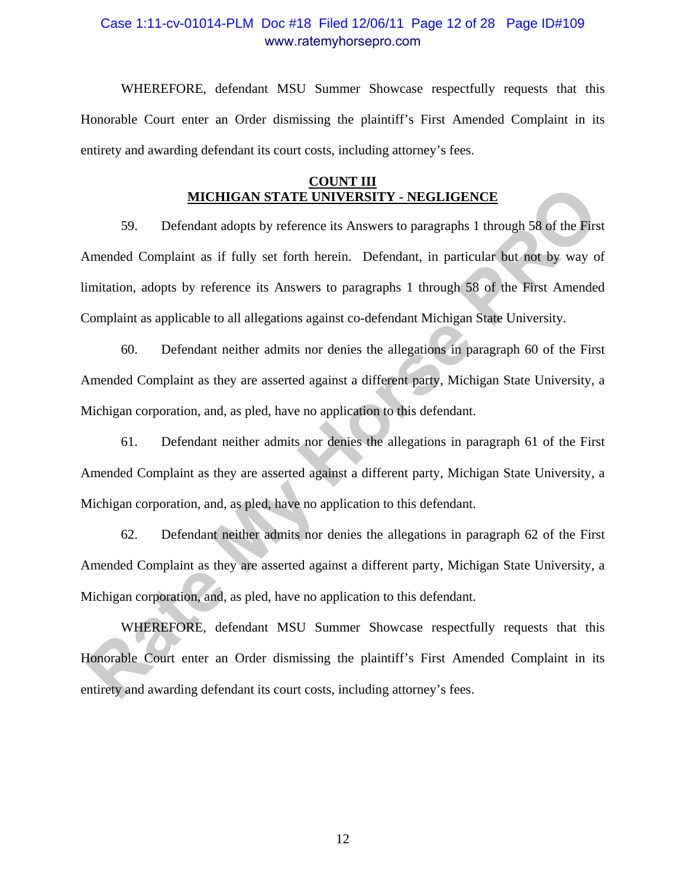WHEREFORE, defendant MSU Summer Showcase respectfully requests that this Honorable Court enter an Order dismissing the plaintiff's First Amended Complaint in its entirety and awarding defendant its court costs, including attorney's fees.

## COUNT III
## MICHIGAN STATE UNIVERSITY - NEGLIGENCE

59. Defendant adopts by reference its Answers to paragraphs 1 through 58 of the First Amended Complaint as if fully set forth herein. Defendant, in particular but not by way of limitation, adopts by reference its Answers to paragraphs 1 through 58 of the First Amended Complaint as applicable to all allegations against co-defendant Michigan State University.

60. Defendant neither admits nor denies the allegations in paragraph 60 of the First Amended Complaint as they are asserted against a different party, Michigan State University, a Michigan corporation, and, as pled, have no application to this defendant.

61. Defendant neither admits nor denies the allegations in paragraph 61 of the First Amended Complaint as they are asserted against a different party, Michigan State University, a Michigan corporation, and, as pled, have no application to this defendant.

62. Defendant neither admits nor denies the allegations in paragraph 62 of the First Amended Complaint as they are asserted against a different party, Michigan State University, a Michigan corporation, and, as pled, have no application to this defendant.

WHEREFORE, defendant MSU Summer Showcase respectfully requests that this Honorable Court enter an Order dismissing the plaintiff's First Amended Complaint in its entirety and awarding defendant its court costs, including attorney's fees.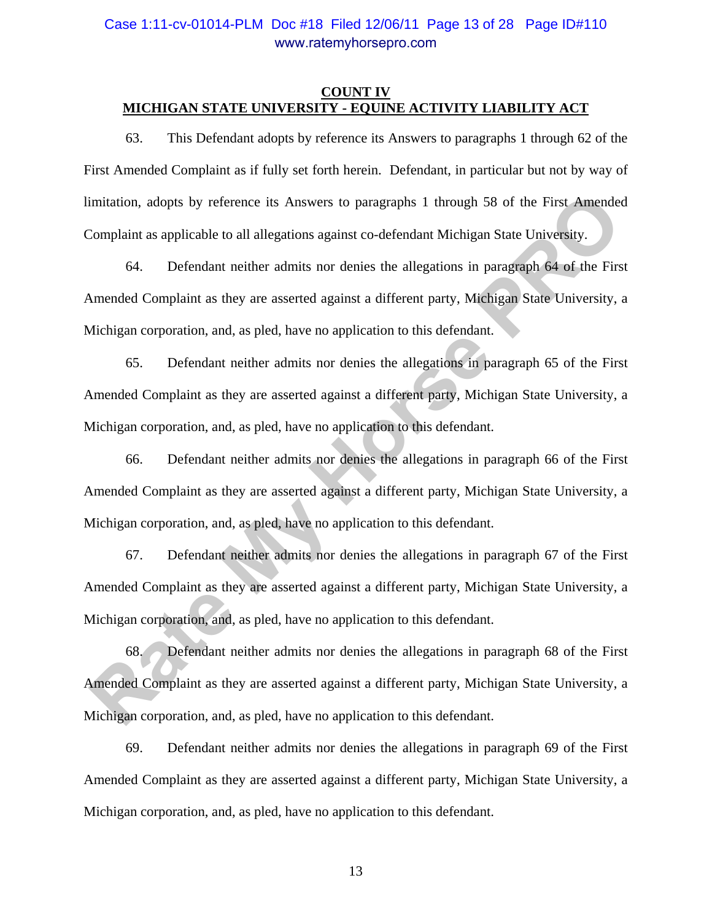**COUNT IV**
**MICHIGAN STATE UNIVERSITY - EQUINE ACTIVITY LIABILITY ACT**

63. This Defendant adopts by reference its Answers to paragraphs 1 through 62 of the First Amended Complaint as if fully set forth herein. Defendant, in particular but not by way of limitation, adopts by reference its Answers to paragraphs 1 through 58 of the First Amended Complaint as applicable to all allegations against co-defendant Michigan State University.

64. Defendant neither admits nor denies the allegations in paragraph 64 of the First Amended Complaint as they are asserted against a different party, Michigan State University, a Michigan corporation, and, as pled, have no application to this defendant.

65. Defendant neither admits nor denies the allegations in paragraph 65 of the First Amended Complaint as they are asserted against a different party, Michigan State University, a Michigan corporation, and, as pled, have no application to this defendant.

66. Defendant neither admits nor denies the allegations in paragraph 66 of the First Amended Complaint as they are asserted against a different party, Michigan State University, a Michigan corporation, and, as pled, have no application to this defendant.

67. Defendant neither admits nor denies the allegations in paragraph 67 of the First Amended Complaint as they are asserted against a different party, Michigan State University, a Michigan corporation, and, as pled, have no application to this defendant.

68. Defendant neither admits nor denies the allegations in paragraph 68 of the First Amended Complaint as they are asserted against a different party, Michigan State University, a Michigan corporation, and, as pled, have no application to this defendant.

69. Defendant neither admits nor denies the allegations in paragraph 69 of the First Amended Complaint as they are asserted against a different party, Michigan State University, a Michigan corporation, and, as pled, have no application to this defendant.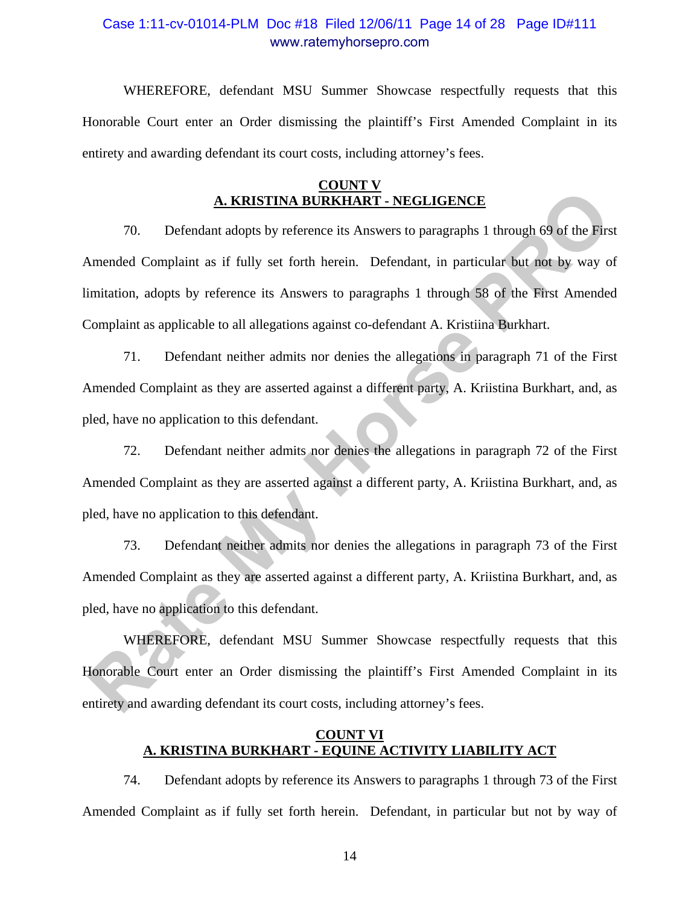WHEREFORE, defendant MSU Summer Showcase respectfully requests that this Honorable Court enter an Order dismissing the plaintiff's First Amended Complaint in its entirety and awarding defendant its court costs, including attorney's fees.

**COUNT V**
**A. KRISTINA BURKHART - NEGLIGENCE**

70. Defendant adopts by reference its Answers to paragraphs 1 through 69 of the First Amended Complaint as if fully set forth herein. Defendant, in particular but not by way of limitation, adopts by reference its Answers to paragraphs 1 through 58 of the First Amended Complaint as applicable to all allegations against co-defendant A. Kristiina Burkhart.

71. Defendant neither admits nor denies the allegations in paragraph 71 of the First Amended Complaint as they are asserted against a different party, A. Kriistina Burkhart, and, as pled, have no application to this defendant.

72. Defendant neither admits nor denies the allegations in paragraph 72 of the First Amended Complaint as they are asserted against a different party, A. Kriistina Burkhart, and, as pled, have no application to this defendant.

73. Defendant neither admits nor denies the allegations in paragraph 73 of the First Amended Complaint as they are asserted against a different party, A. Kriistina Burkhart, and, as pled, have no application to this defendant.

WHEREFORE, defendant MSU Summer Showcase respectfully requests that this Honorable Court enter an Order dismissing the plaintiff's First Amended Complaint in its entirety and awarding defendant its court costs, including attorney's fees.

**COUNT VI**
**A. KRISTINA BURKHART - EQUINE ACTIVITY LIABILITY ACT**

74. Defendant adopts by reference its Answers to paragraphs 1 through 73 of the First Amended Complaint as if fully set forth herein. Defendant, in particular but not by way of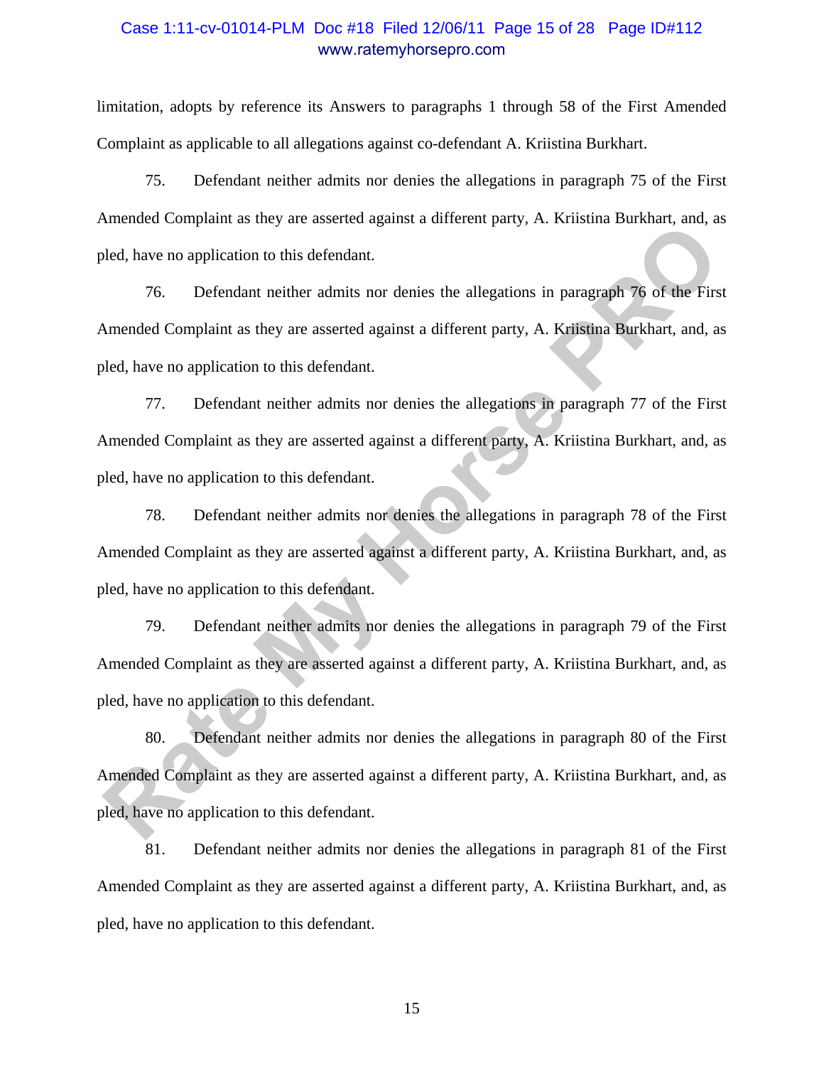limitation, adopts by reference its Answers to paragraphs 1 through 58 of the First Amended Complaint as applicable to all allegations against co-defendant A. Kriistina Burkhart.

75. Defendant neither admits nor denies the allegations in paragraph 75 of the First Amended Complaint as they are asserted against a different party, A. Kriistina Burkhart, and, as pled, have no application to this defendant.

76. Defendant neither admits nor denies the allegations in paragraph 76 of the First Amended Complaint as they are asserted against a different party, A. Kriistina Burkhart, and, as pled, have no application to this defendant.

77. Defendant neither admits nor denies the allegations in paragraph 77 of the First Amended Complaint as they are asserted against a different party, A. Kriistina Burkhart, and, as pled, have no application to this defendant.

78. Defendant neither admits nor denies the allegations in paragraph 78 of the First Amended Complaint as they are asserted against a different party, A. Kriistina Burkhart, and, as pled, have no application to this defendant.

79. Defendant neither admits nor denies the allegations in paragraph 79 of the First Amended Complaint as they are asserted against a different party, A. Kriistina Burkhart, and, as pled, have no application to this defendant.

80. Defendant neither admits nor denies the allegations in paragraph 80 of the First Amended Complaint as they are asserted against a different party, A. Kriistina Burkhart, and, as pled, have no application to this defendant.

81. Defendant neither admits nor denies the allegations in paragraph 81 of the First Amended Complaint as they are asserted against a different party, A. Kriistina Burkhart, and, as pled, have no application to this defendant.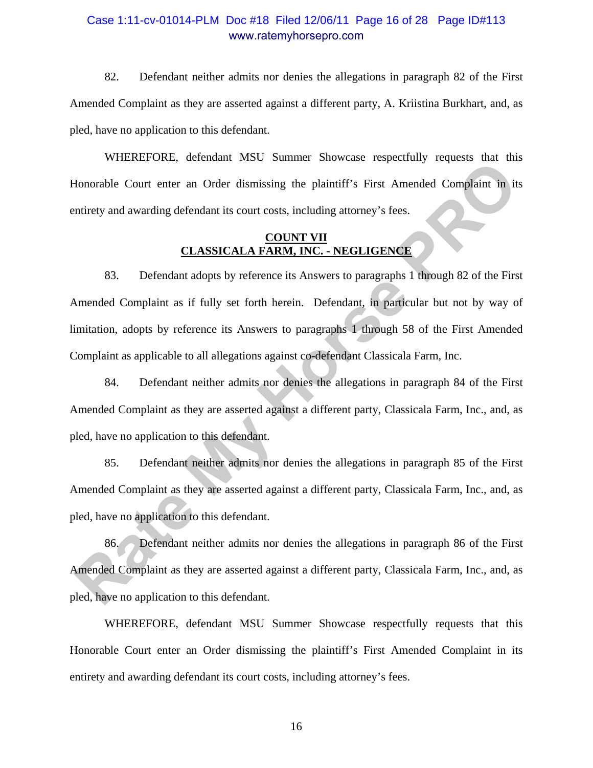82. Defendant neither admits nor denies the allegations in paragraph 82 of the First Amended Complaint as they are asserted against a different party, A. Kriistina Burkhart, and, as pled, have no application to this defendant.

WHEREFORE, defendant MSU Summer Showcase respectfully requests that this Honorable Court enter an Order dismissing the plaintiff's First Amended Complaint in its entirety and awarding defendant its court costs, including attorney's fees.

**COUNT VII**
**CLASSICALA FARM, INC. - NEGLIGENCE**

83. Defendant adopts by reference its Answers to paragraphs 1 through 82 of the First Amended Complaint as if fully set forth herein. Defendant, in particular but not by way of limitation, adopts by reference its Answers to paragraphs 1 through 58 of the First Amended Complaint as applicable to all allegations against co-defendant Classicala Farm, Inc.

84. Defendant neither admits nor denies the allegations in paragraph 84 of the First Amended Complaint as they are asserted against a different party, Classicala Farm, Inc., and, as pled, have no application to this defendant.

85. Defendant neither admits nor denies the allegations in paragraph 85 of the First Amended Complaint as they are asserted against a different party, Classicala Farm, Inc., and, as pled, have no application to this defendant.

86. Defendant neither admits nor denies the allegations in paragraph 86 of the First Amended Complaint as they are asserted against a different party, Classicala Farm, Inc., and, as pled, have no application to this defendant.

WHEREFORE, defendant MSU Summer Showcase respectfully requests that this Honorable Court enter an Order dismissing the plaintiff's First Amended Complaint in its entirety and awarding defendant its court costs, including attorney's fees.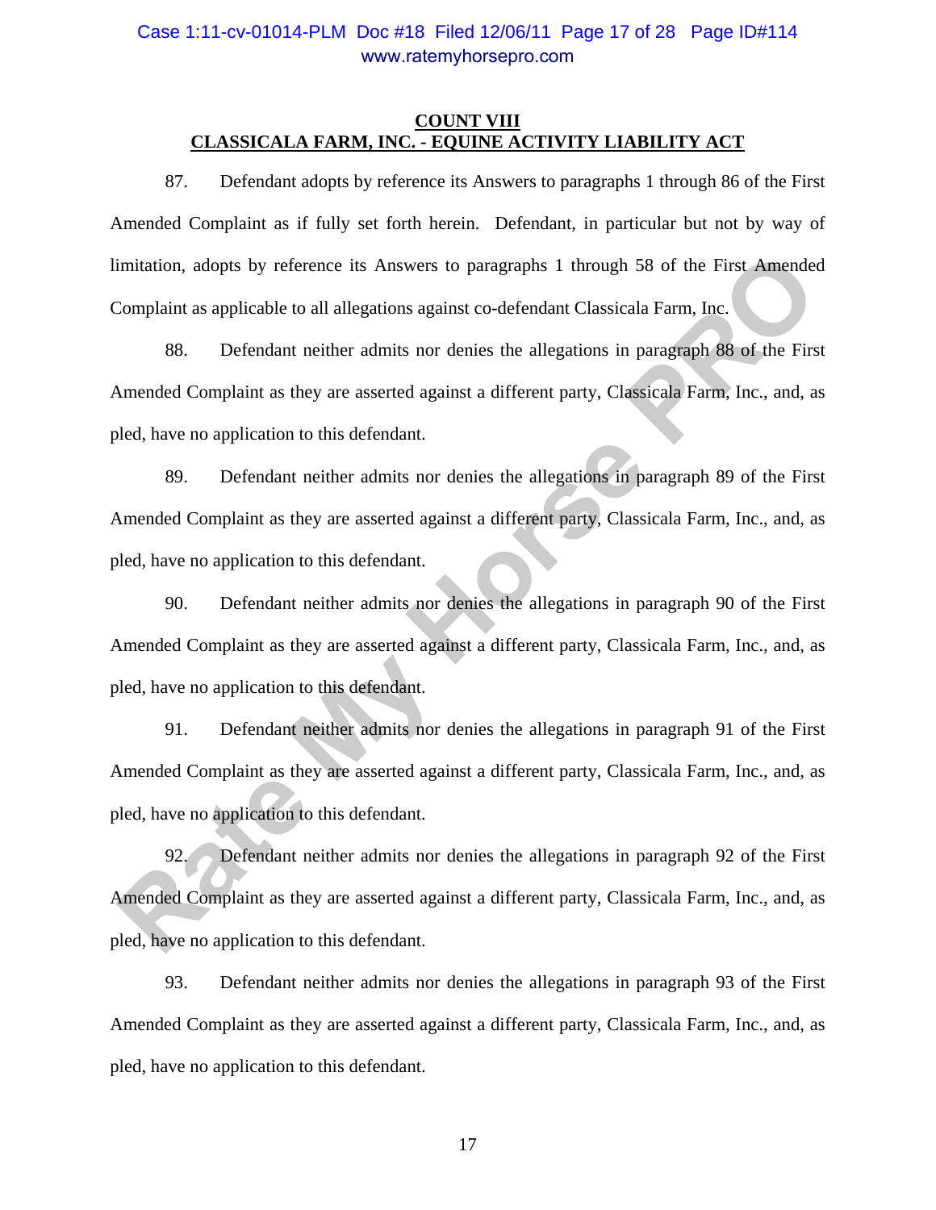**COUNT VIII**
**CLASSICALA FARM, INC. - EQUINE ACTIVITY LIABILITY ACT**

87. Defendant adopts by reference its Answers to paragraphs 1 through 86 of the First Amended Complaint as if fully set forth herein. Defendant, in particular but not by way of limitation, adopts by reference its Answers to paragraphs 1 through 58 of the First Amended Complaint as applicable to all allegations against co-defendant Classicala Farm, Inc.

88. Defendant neither admits nor denies the allegations in paragraph 88 of the First Amended Complaint as they are asserted against a different party, Classicala Farm, Inc., and, as pled, have no application to this defendant.

89. Defendant neither admits nor denies the allegations in paragraph 89 of the First Amended Complaint as they are asserted against a different party, Classicala Farm, Inc., and, as pled, have no application to this defendant.

90. Defendant neither admits nor denies the allegations in paragraph 90 of the First Amended Complaint as they are asserted against a different party, Classicala Farm, Inc., and, as pled, have no application to this defendant.

91. Defendant neither admits nor denies the allegations in paragraph 91 of the First Amended Complaint as they are asserted against a different party, Classicala Farm, Inc., and, as pled, have no application to this defendant.

92. Defendant neither admits nor denies the allegations in paragraph 92 of the First Amended Complaint as they are asserted against a different party, Classicala Farm, Inc., and, as pled, have no application to this defendant.

93. Defendant neither admits nor denies the allegations in paragraph 93 of the First Amended Complaint as they are asserted against a different party, Classicala Farm, Inc., and, as pled, have no application to this defendant.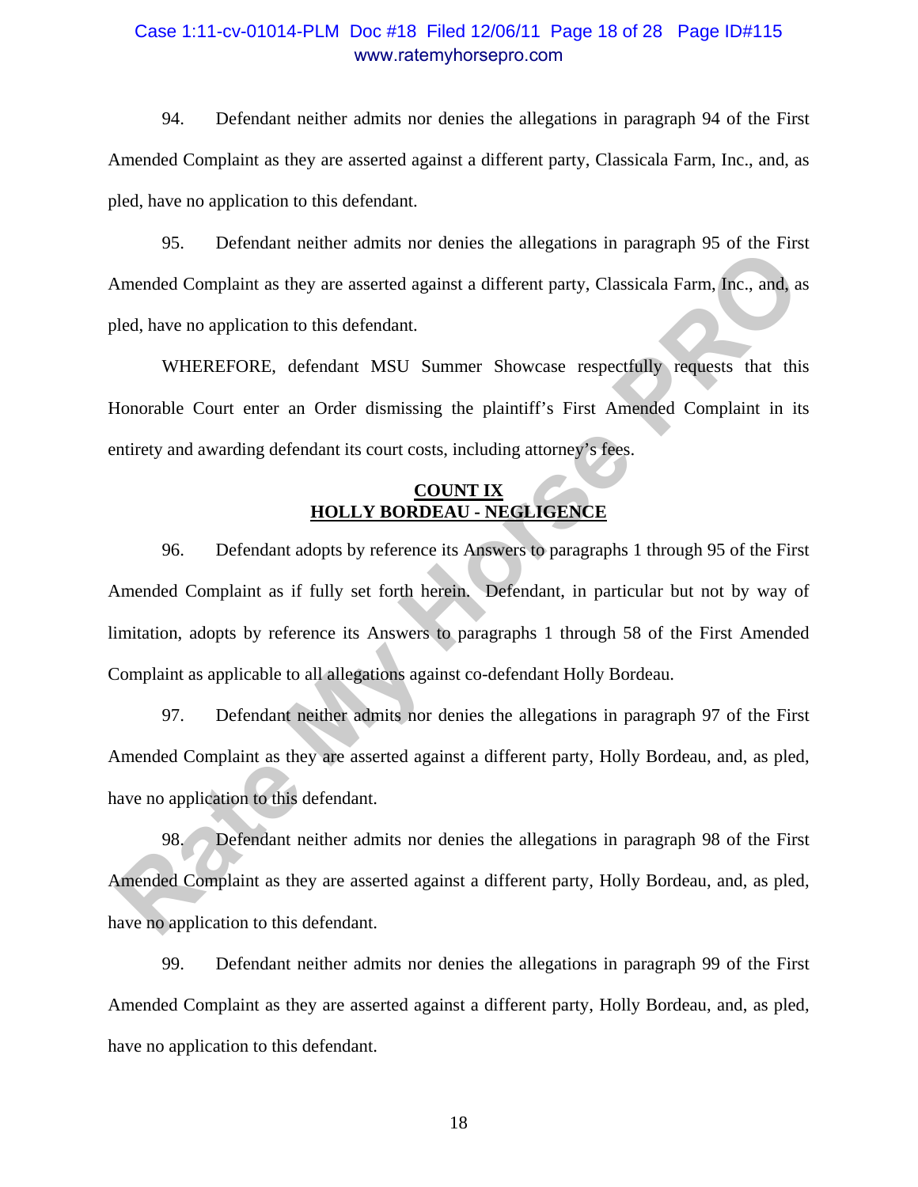94. Defendant neither admits nor denies the allegations in paragraph 94 of the First Amended Complaint as they are asserted against a different party, Classicala Farm, Inc., and, as pled, have no application to this defendant.

95. Defendant neither admits nor denies the allegations in paragraph 95 of the First Amended Complaint as they are asserted against a different party, Classicala Farm, Inc., and, as pled, have no application to this defendant.

WHEREFORE, defendant MSU Summer Showcase respectfully requests that this Honorable Court enter an Order dismissing the plaintiff's First Amended Complaint in its entirety and awarding defendant its court costs, including attorney's fees.

**COUNT IX**
**HOLLY BORDEAU - NEGLIGENCE**

96. Defendant adopts by reference its Answers to paragraphs 1 through 95 of the First Amended Complaint as if fully set forth herein. Defendant, in particular but not by way of limitation, adopts by reference its Answers to paragraphs 1 through 58 of the First Amended Complaint as applicable to all allegations against co-defendant Holly Bordeau.

97. Defendant neither admits nor denies the allegations in paragraph 97 of the First Amended Complaint as they are asserted against a different party, Holly Bordeau, and, as pled, have no application to this defendant.

98. Defendant neither admits nor denies the allegations in paragraph 98 of the First Amended Complaint as they are asserted against a different party, Holly Bordeau, and, as pled, have no application to this defendant.

99. Defendant neither admits nor denies the allegations in paragraph 99 of the First Amended Complaint as they are asserted against a different party, Holly Bordeau, and, as pled, have no application to this defendant.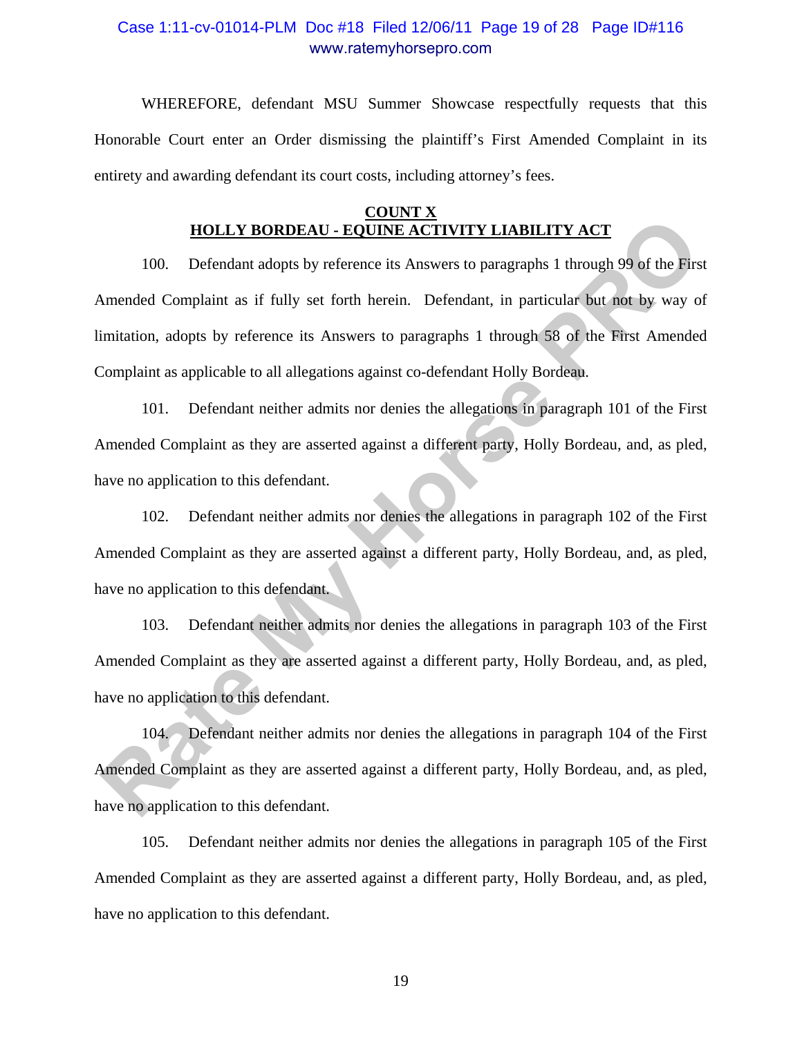WHEREFORE, defendant MSU Summer Showcase respectfully requests that this Honorable Court enter an Order dismissing the plaintiff's First Amended Complaint in its entirety and awarding defendant its court costs, including attorney's fees.

## COUNT X
## HOLLY BORDEAU - EQUINE ACTIVITY LIABILITY ACT

100. Defendant adopts by reference its Answers to paragraphs 1 through 99 of the First Amended Complaint as if fully set forth herein. Defendant, in particular but not by way of limitation, adopts by reference its Answers to paragraphs 1 through 58 of the First Amended Complaint as applicable to all allegations against co-defendant Holly Bordeau.

101. Defendant neither admits nor denies the allegations in paragraph 101 of the First Amended Complaint as they are asserted against a different party, Holly Bordeau, and, as pled, have no application to this defendant.

102. Defendant neither admits nor denies the allegations in paragraph 102 of the First Amended Complaint as they are asserted against a different party, Holly Bordeau, and, as pled, have no application to this defendant.

103. Defendant neither admits nor denies the allegations in paragraph 103 of the First Amended Complaint as they are asserted against a different party, Holly Bordeau, and, as pled, have no application to this defendant.

104. Defendant neither admits nor denies the allegations in paragraph 104 of the First Amended Complaint as they are asserted against a different party, Holly Bordeau, and, as pled, have no application to this defendant.

105. Defendant neither admits nor denies the allegations in paragraph 105 of the First Amended Complaint as they are asserted against a different party, Holly Bordeau, and, as pled, have no application to this defendant.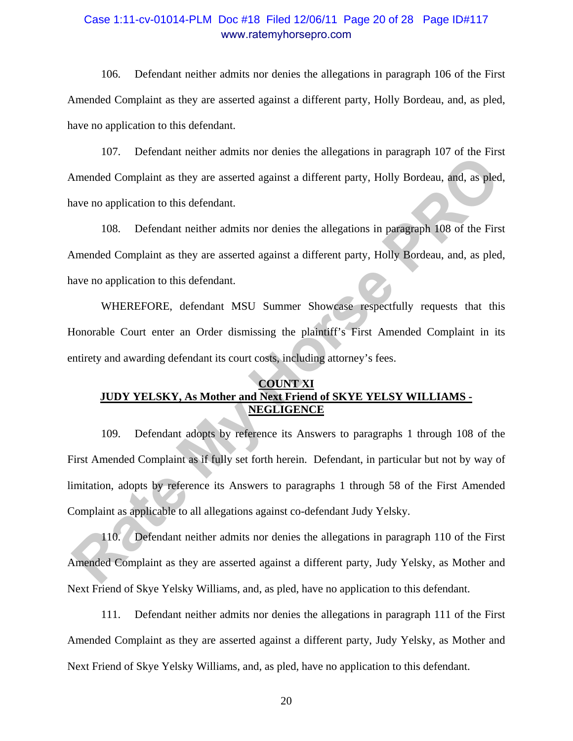106. Defendant neither admits nor denies the allegations in paragraph 106 of the First Amended Complaint as they are asserted against a different party, Holly Bordeau, and, as pled, have no application to this defendant.

107. Defendant neither admits nor denies the allegations in paragraph 107 of the First Amended Complaint as they are asserted against a different party, Holly Bordeau, and, as pled, have no application to this defendant.

108. Defendant neither admits nor denies the allegations in paragraph 108 of the First Amended Complaint as they are asserted against a different party, Holly Bordeau, and, as pled, have no application to this defendant.

WHEREFORE, defendant MSU Summer Showcase respectfully requests that this Honorable Court enter an Order dismissing the plaintiff's First Amended Complaint in its entirety and awarding defendant its court costs, including attorney's fees.

**COUNT XI**
**JUDY YELSKY, As Mother and Next Friend of SKYE YELSY WILLIAMS - NEGLIGENCE**

109. Defendant adopts by reference its Answers to paragraphs 1 through 108 of the First Amended Complaint as if fully set forth herein. Defendant, in particular but not by way of limitation, adopts by reference its Answers to paragraphs 1 through 58 of the First Amended Complaint as applicable to all allegations against co-defendant Judy Yelsky.

110. Defendant neither admits nor denies the allegations in paragraph 110 of the First Amended Complaint as they are asserted against a different party, Judy Yelsky, as Mother and Next Friend of Skye Yelsky Williams, and, as pled, have no application to this defendant.

111. Defendant neither admits nor denies the allegations in paragraph 111 of the First Amended Complaint as they are asserted against a different party, Judy Yelsky, as Mother and Next Friend of Skye Yelsky Williams, and, as pled, have no application to this defendant.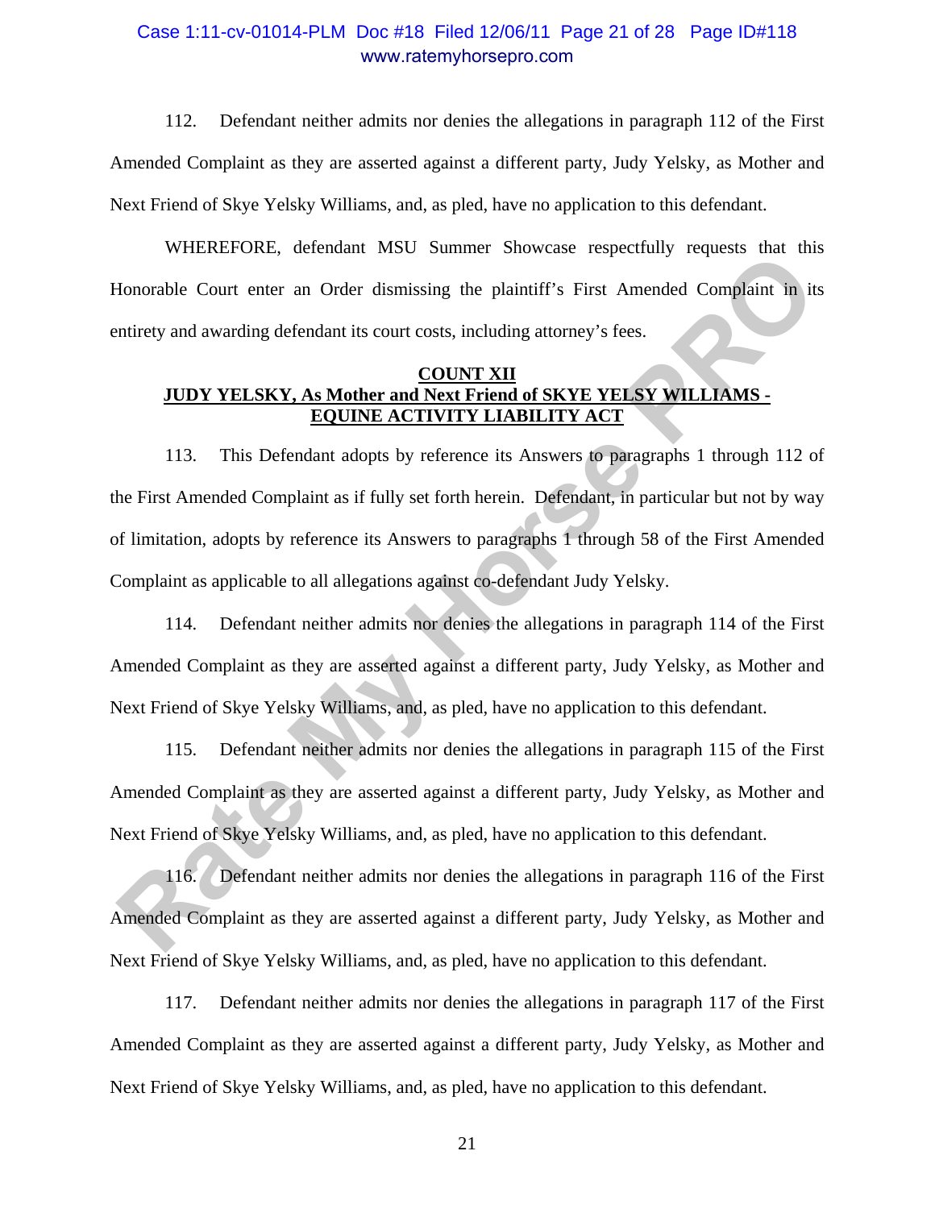112. Defendant neither admits nor denies the allegations in paragraph 112 of the First Amended Complaint as they are asserted against a different party, Judy Yelsky, as Mother and Next Friend of Skye Yelsky Williams, and, as pled, have no application to this defendant.

WHEREFORE, defendant MSU Summer Showcase respectfully requests that this Honorable Court enter an Order dismissing the plaintiff's First Amended Complaint in its entirety and awarding defendant its court costs, including attorney's fees.

**COUNT XII**
**JUDY YELSKY, As Mother and Next Friend of SKYE YELSY WILLIAMS - EQUINE ACTIVITY LIABILITY ACT**

113. This Defendant adopts by reference its Answers to paragraphs 1 through 112 of the First Amended Complaint as if fully set forth herein. Defendant, in particular but not by way of limitation, adopts by reference its Answers to paragraphs 1 through 58 of the First Amended Complaint as applicable to all allegations against co-defendant Judy Yelsky.

114. Defendant neither admits nor denies the allegations in paragraph 114 of the First Amended Complaint as they are asserted against a different party, Judy Yelsky, as Mother and Next Friend of Skye Yelsky Williams, and, as pled, have no application to this defendant.

115. Defendant neither admits nor denies the allegations in paragraph 115 of the First Amended Complaint as they are asserted against a different party, Judy Yelsky, as Mother and Next Friend of Skye Yelsky Williams, and, as pled, have no application to this defendant.

116. Defendant neither admits nor denies the allegations in paragraph 116 of the First Amended Complaint as they are asserted against a different party, Judy Yelsky, as Mother and Next Friend of Skye Yelsky Williams, and, as pled, have no application to this defendant.

117. Defendant neither admits nor denies the allegations in paragraph 117 of the First Amended Complaint as they are asserted against a different party, Judy Yelsky, as Mother and Next Friend of Skye Yelsky Williams, and, as pled, have no application to this defendant.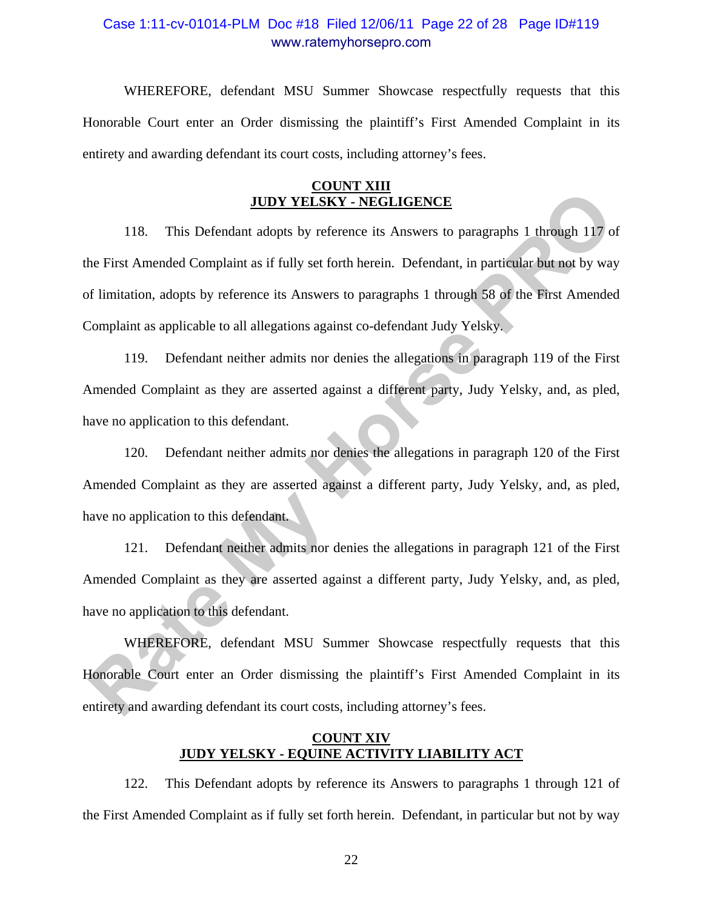WHEREFORE, defendant MSU Summer Showcase respectfully requests that this Honorable Court enter an Order dismissing the plaintiff's First Amended Complaint in its entirety and awarding defendant its court costs, including attorney's fees.

## COUNT XIII
## JUDY YELSKY - NEGLIGENCE

118. This Defendant adopts by reference its Answers to paragraphs 1 through 117 of the First Amended Complaint as if fully set forth herein. Defendant, in particular but not by way of limitation, adopts by reference its Answers to paragraphs 1 through 58 of the First Amended Complaint as applicable to all allegations against co-defendant Judy Yelsky.

119. Defendant neither admits nor denies the allegations in paragraph 119 of the First Amended Complaint as they are asserted against a different party, Judy Yelsky, and, as pled, have no application to this defendant.

120. Defendant neither admits nor denies the allegations in paragraph 120 of the First Amended Complaint as they are asserted against a different party, Judy Yelsky, and, as pled, have no application to this defendant.

121. Defendant neither admits nor denies the allegations in paragraph 121 of the First Amended Complaint as they are asserted against a different party, Judy Yelsky, and, as pled, have no application to this defendant.

WHEREFORE, defendant MSU Summer Showcase respectfully requests that this Honorable Court enter an Order dismissing the plaintiff's First Amended Complaint in its entirety and awarding defendant its court costs, including attorney's fees.

## COUNT XIV
## JUDY YELSKY - EQUINE ACTIVITY LIABILITY ACT

122. This Defendant adopts by reference its Answers to paragraphs 1 through 121 of the First Amended Complaint as if fully set forth herein. Defendant, in particular but not by way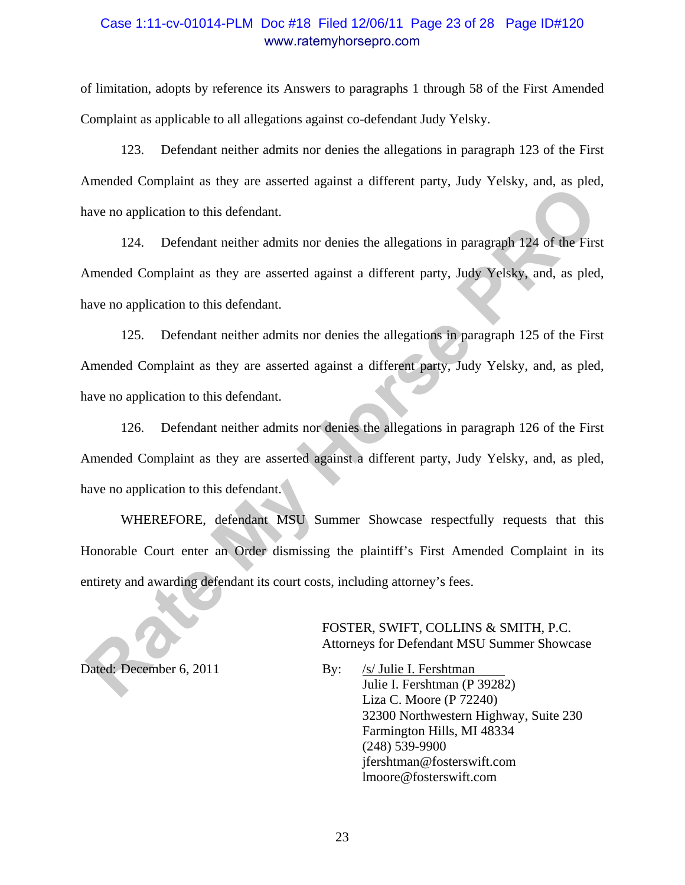of limitation, adopts by reference its Answers to paragraphs 1 through 58 of the First Amended Complaint as applicable to all allegations against co-defendant Judy Yelsky.

123. Defendant neither admits nor denies the allegations in paragraph 123 of the First Amended Complaint as they are asserted against a different party, Judy Yelsky, and, as pled, have no application to this defendant.

124. Defendant neither admits nor denies the allegations in paragraph 124 of the First Amended Complaint as they are asserted against a different party, Judy Yelsky, and, as pled, have no application to this defendant.

125. Defendant neither admits nor denies the allegations in paragraph 125 of the First Amended Complaint as they are asserted against a different party, Judy Yelsky, and, as pled, have no application to this defendant.

126. Defendant neither admits nor denies the allegations in paragraph 126 of the First Amended Complaint as they are asserted against a different party, Judy Yelsky, and, as pled, have no application to this defendant.

WHEREFORE, defendant MSU Summer Showcase respectfully requests that this Honorable Court enter an Order dismissing the plaintiff's First Amended Complaint in its entirety and awarding defendant its court costs, including attorney's fees.

FOSTER, SWIFT, COLLINS & SMITH, P.C.
Attorneys for Defendant MSU Summer Showcase

Dated: December 6, 2011

By: /s/ Julie I. Fershtman
Julie I. Fershtman (P 39282)
Liza C. Moore (P 72240)
32300 Northwestern Highway, Suite 230
Farmington Hills, MI 48334
(248) 539-9900
jfershtman@fosterswift.com
lmoore@fosterswift.com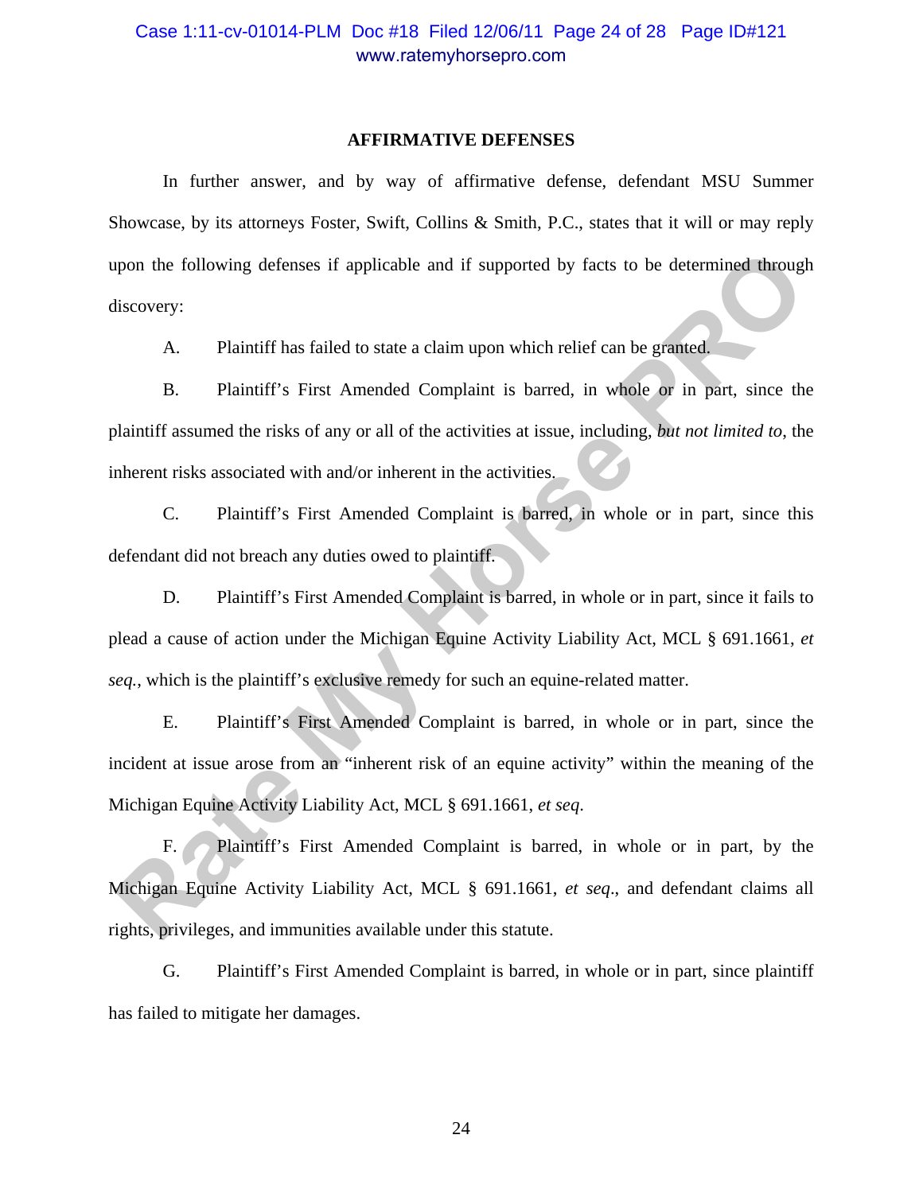## AFFIRMATIVE DEFENSES

In further answer, and by way of affirmative defense, defendant MSU Summer Showcase, by its attorneys Foster, Swift, Collins & Smith, P.C., states that it will or may reply upon the following defenses if applicable and if supported by facts to be determined through discovery:

A. Plaintiff has failed to state a claim upon which relief can be granted.

B. Plaintiff's First Amended Complaint is barred, in whole or in part, since the plaintiff assumed the risks of any or all of the activities at issue, including, *but not limited to*, the inherent risks associated with and/or inherent in the activities.

C. Plaintiff's First Amended Complaint is barred, in whole or in part, since this defendant did not breach any duties owed to plaintiff.

D. Plaintiff's First Amended Complaint is barred, in whole or in part, since it fails to plead a cause of action under the Michigan Equine Activity Liability Act, MCL § 691.1661, *et seq.*, which is the plaintiff's exclusive remedy for such an equine-related matter.

E. Plaintiff's First Amended Complaint is barred, in whole or in part, since the incident at issue arose from an "inherent risk of an equine activity" within the meaning of the Michigan Equine Activity Liability Act, MCL § 691.1661, *et seq.*

F. Plaintiff's First Amended Complaint is barred, in whole or in part, by the Michigan Equine Activity Liability Act, MCL § 691.1661, *et seq*., and defendant claims all rights, privileges, and immunities available under this statute.

G. Plaintiff's First Amended Complaint is barred, in whole or in part, since plaintiff has failed to mitigate her damages.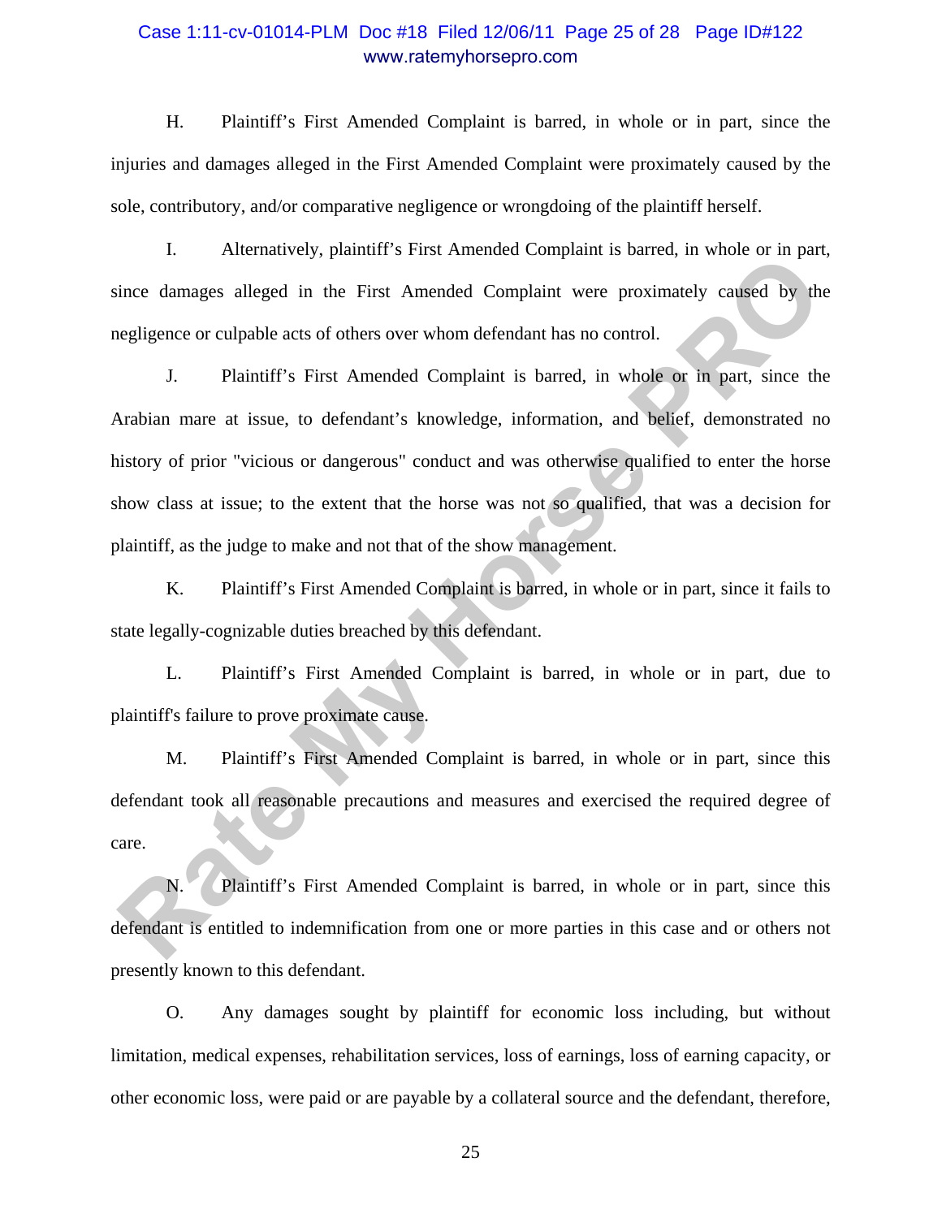H. Plaintiff's First Amended Complaint is barred, in whole or in part, since the injuries and damages alleged in the First Amended Complaint were proximately caused by the sole, contributory, and/or comparative negligence or wrongdoing of the plaintiff herself.

I. Alternatively, plaintiff's First Amended Complaint is barred, in whole or in part, since damages alleged in the First Amended Complaint were proximately caused by the negligence or culpable acts of others over whom defendant has no control.

J. Plaintiff's First Amended Complaint is barred, in whole or in part, since the Arabian mare at issue, to defendant's knowledge, information, and belief, demonstrated no history of prior "vicious or dangerous" conduct and was otherwise qualified to enter the horse show class at issue; to the extent that the horse was not so qualified, that was a decision for plaintiff, as the judge to make and not that of the show management.

K. Plaintiff's First Amended Complaint is barred, in whole or in part, since it fails to state legally-cognizable duties breached by this defendant.

L. Plaintiff's First Amended Complaint is barred, in whole or in part, due to plaintiff's failure to prove proximate cause.

M. Plaintiff's First Amended Complaint is barred, in whole or in part, since this defendant took all reasonable precautions and measures and exercised the required degree of care.

N. Plaintiff's First Amended Complaint is barred, in whole or in part, since this defendant is entitled to indemnification from one or more parties in this case and or others not presently known to this defendant.

O. Any damages sought by plaintiff for economic loss including, but without limitation, medical expenses, rehabilitation services, loss of earnings, loss of earning capacity, or other economic loss, were paid or are payable by a collateral source and the defendant, therefore,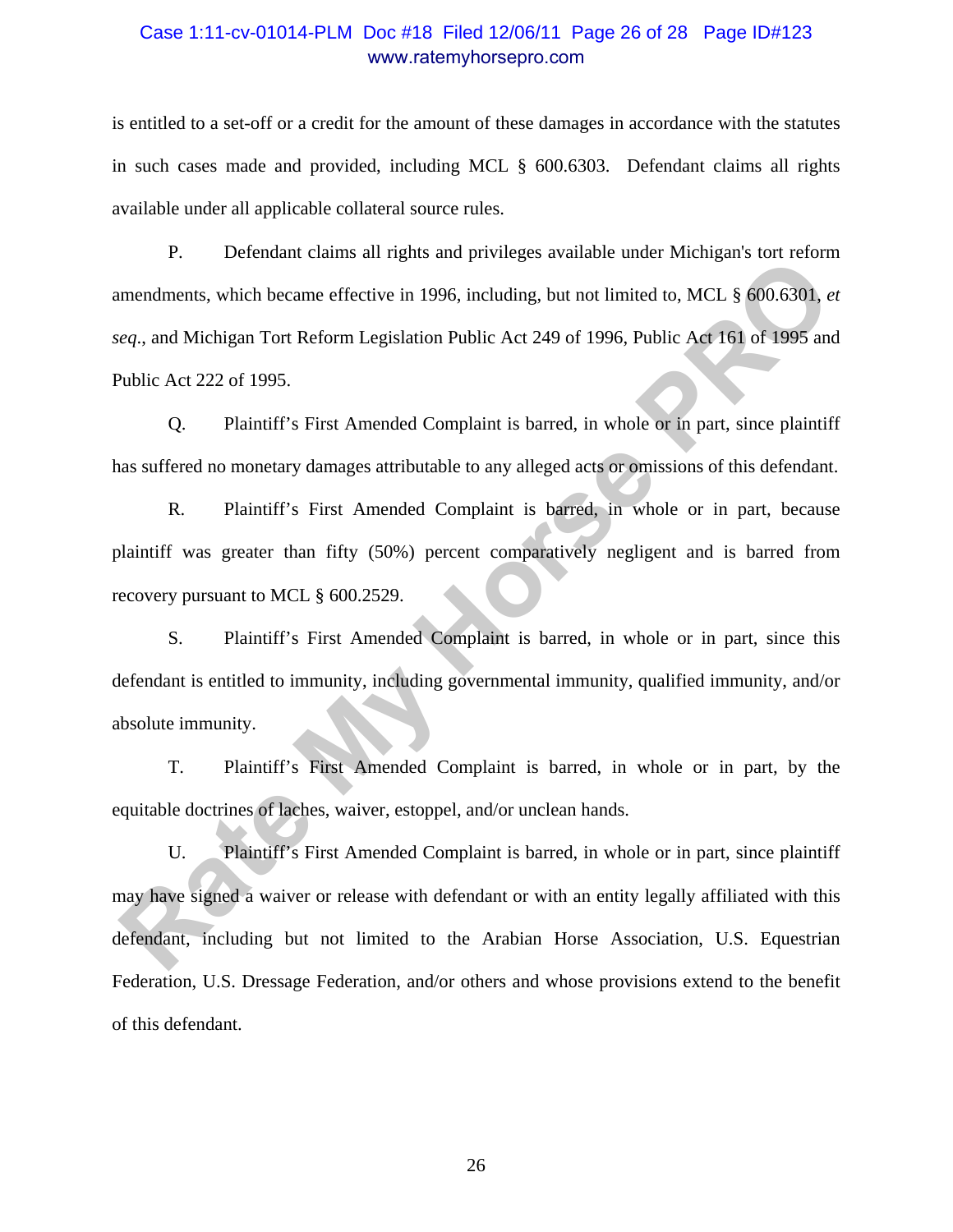is entitled to a set-off or a credit for the amount of these damages in accordance with the statutes in such cases made and provided, including MCL § 600.6303. Defendant claims all rights available under all applicable collateral source rules.

P. Defendant claims all rights and privileges available under Michigan's tort reform amendments, which became effective in 1996, including, but not limited to, MCL § 600.6301, *et seq*., and Michigan Tort Reform Legislation Public Act 249 of 1996, Public Act 161 of 1995 and Public Act 222 of 1995.

Q. Plaintiff's First Amended Complaint is barred, in whole or in part, since plaintiff has suffered no monetary damages attributable to any alleged acts or omissions of this defendant.

R. Plaintiff's First Amended Complaint is barred, in whole or in part, because plaintiff was greater than fifty (50%) percent comparatively negligent and is barred from recovery pursuant to MCL § 600.2529.

S. Plaintiff's First Amended Complaint is barred, in whole or in part, since this defendant is entitled to immunity, including governmental immunity, qualified immunity, and/or absolute immunity.

T. Plaintiff's First Amended Complaint is barred, in whole or in part, by the equitable doctrines of laches, waiver, estoppel, and/or unclean hands.

U. Plaintiff's First Amended Complaint is barred, in whole or in part, since plaintiff may have signed a waiver or release with defendant or with an entity legally affiliated with this defendant, including but not limited to the Arabian Horse Association, U.S. Equestrian Federation, U.S. Dressage Federation, and/or others and whose provisions extend to the benefit of this defendant.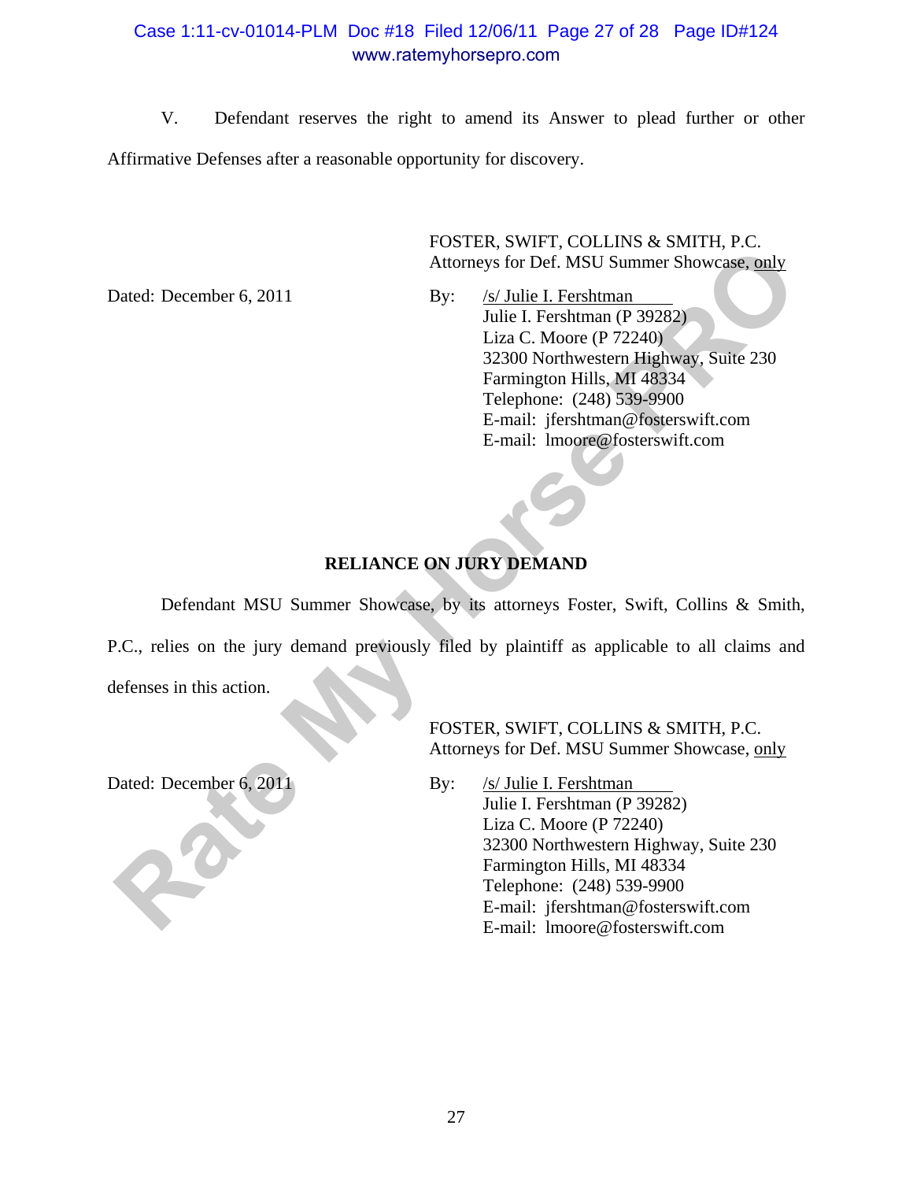V. Defendant reserves the right to amend its Answer to plead further or other Affirmative Defenses after a reasonable opportunity for discovery.

FOSTER, SWIFT, COLLINS & SMITH, P.C.
Attorneys for Def. MSU Summer Showcase, only

Dated: December 6, 2011

By: /s/ Julie I. Fershtman
Julie I. Fershtman (P 39282)
Liza C. Moore (P 72240)
32300 Northwestern Highway, Suite 230
Farmington Hills, MI 48334
Telephone: (248) 539-9900
E-mail: jfershtman@fosterswift.com
E-mail: lmoore@fosterswift.com

## RELIANCE ON JURY DEMAND

Defendant MSU Summer Showcase, by its attorneys Foster, Swift, Collins & Smith, P.C., relies on the jury demand previously filed by plaintiff as applicable to all claims and defenses in this action.

FOSTER, SWIFT, COLLINS & SMITH, P.C.
Attorneys for Def. MSU Summer Showcase, only

Dated: December 6, 2011

By: /s/ Julie I. Fershtman
Julie I. Fershtman (P 39282)
Liza C. Moore (P 72240)
32300 Northwestern Highway, Suite 230
Farmington Hills, MI 48334
Telephone: (248) 539-9900
E-mail: jfershtman@fosterswift.com
E-mail: lmoore@fosterswift.com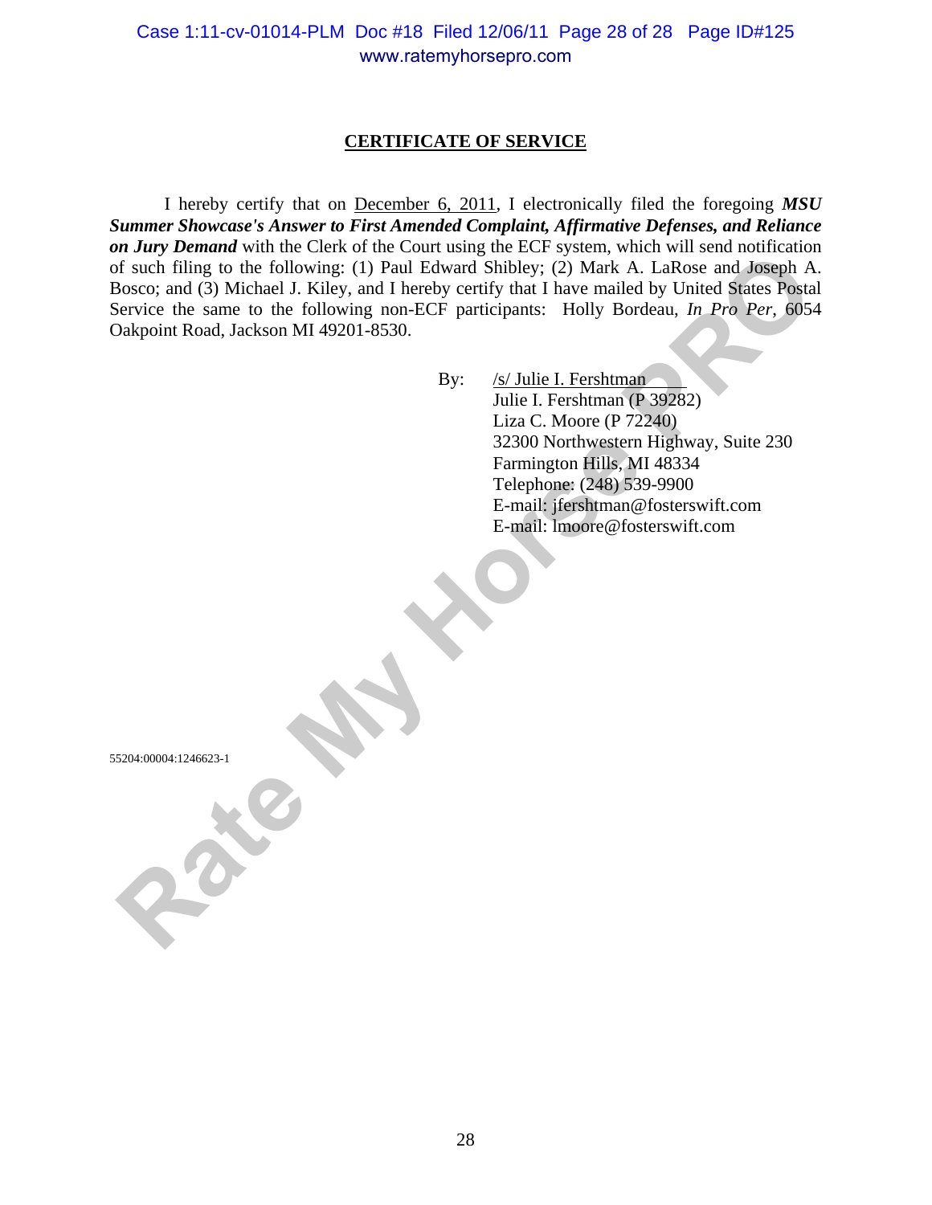## CERTIFICATE OF SERVICE

I hereby certify that on December 6, 2011, I electronically filed the foregoing ***MSU Summer Showcase's Answer to First Amended Complaint, Affirmative Defenses, and Reliance on Jury Demand*** with the Clerk of the Court using the ECF system, which will send notification of such filing to the following: (1) Paul Edward Shibley; (2) Mark A. LaRose and Joseph A. Bosco; and (3) Michael J. Kiley, and I hereby certify that I have mailed by United States Postal Service the same to the following non-ECF participants: Holly Bordeau, *In Pro Per*, 6054 Oakpoint Road, Jackson MI 49201-8530.

By: /s/ Julie I. Fershtman
Julie I. Fershtman (P 39282)
Liza C. Moore (P 72240)
32300 Northwestern Highway, Suite 230
Farmington Hills, MI 48334
Telephone: (248) 539-9900
E-mail: jfershtman@fosterswift.com
E-mail: lmoore@fosterswift.com

55204:00004:1246623-1